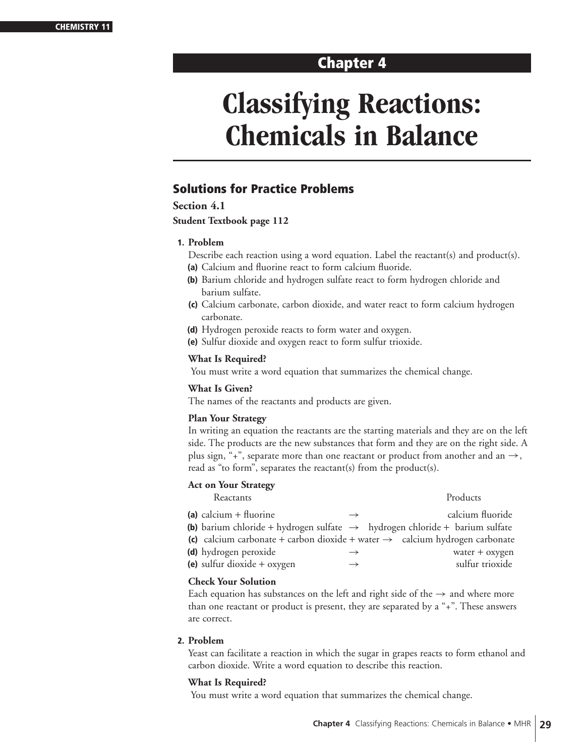# Chapter 4

# Classifying Reactions: Chemicals in Balance

## Solutions for Practice Problems

### Section 4.1

**Student Textbook page 112**

**1. Problem**

Describe each reaction using a word equation. Label the reactant(s) and product(s).

**(a)** Calcium and fluorine react to form calcium fluoride.

**(b)** Barium chloride and hydrogen sulfate react to form hydrogen chloride and barium sulfate.

**(c)** Calcium carbonate, carbon dioxide, and water react to form calcium hydrogen carbonate.

**(d)** Hydrogen peroxide reacts to form water and oxygen.

**(e)** Sulfur dioxide and oxygen react to form sulfur trioxide.

**What Is Required?**

You must write a word equation that summarizes the chemical change.

**What Is Given?**

The names of the reactants and products are given.

**Plan Your Strategy**

In writing an equation the reactants are the starting materials and they are on the left side. The products are the new substances that form and they are on the right side. A plus sign, "+", separate more than one reactant or product from another and an →, read as "to form", separates the reactant(s) from the product(s).

**Act on Your Strategy**

| | Reactants | | Products |
|---|---|---|---|
| **(a)** | calcium + fluorine | → | calcium fluoride |
| **(b)** | barium chloride + hydrogen sulfate | → | hydrogen chloride + barium sulfate |
| **(c)** | calcium carbonate + carbon dioxide + water | → | calcium hydrogen carbonate |
| **(d)** | hydrogen peroxide | → | water + oxygen |
| **(e)** | sulfur dioxide + oxygen | → | sulfur trioxide |

**Check Your Solution**

Each equation has substances on the left and right side of the → and where more than one reactant or product is present, they are separated by a "+". These answers are correct.

**2. Problem**

Yeast can facilitate a reaction in which the sugar in grapes reacts to form ethanol and carbon dioxide. Write a word equation to describe this reaction.

**What Is Required?**

You must write a word equation that summarizes the chemical change.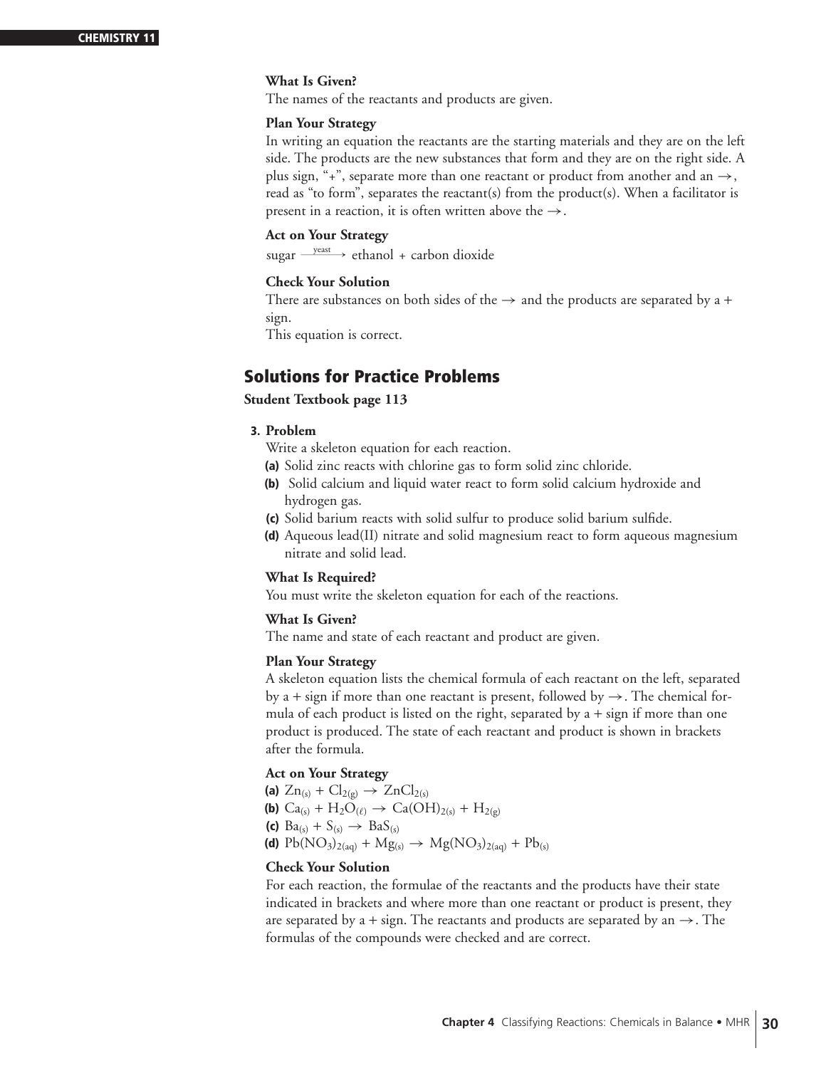**What Is Given?**

The names of the reactants and products are given.

**Plan Your Strategy**

In writing an equation the reactants are the starting materials and they are on the left side. The products are the new substances that form and they are on the right side. A plus sign, "+", separate more than one reactant or product from another and an →, read as "to form", separates the reactant(s) from the product(s). When a facilitator is present in a reaction, it is often written above the →.

**Act on Your Strategy**

sugar $\xrightarrow{\text{yeast}}$ ethanol + carbon dioxide

**Check Your Solution**

There are substances on both sides of the → and the products are separated by a + sign.
This equation is correct.

## Solutions for Practice Problems

**Student Textbook page 113**

**3. Problem**

Write a skeleton equation for each reaction.

**(a)** Solid zinc reacts with chlorine gas to form solid zinc chloride.
**(b)** Solid calcium and liquid water react to form solid calcium hydroxide and hydrogen gas.
**(c)** Solid barium reacts with solid sulfur to produce solid barium sulfide.
**(d)** Aqueous lead(II) nitrate and solid magnesium react to form aqueous magnesium nitrate and solid lead.

**What Is Required?**

You must write the skeleton equation for each of the reactions.

**What Is Given?**

The name and state of each reactant and product are given.

**Plan Your Strategy**

A skeleton equation lists the chemical formula of each reactant on the left, separated by a + sign if more than one reactant is present, followed by →. The chemical formula of each product is listed on the right, separated by a + sign if more than one product is produced. The state of each reactant and product is shown in brackets after the formula.

**Act on Your Strategy**

**(a)** $Zn_{(s)} + Cl_{2(g)} \rightarrow ZnCl_{2(s)}$
**(b)** $Ca_{(s)} + H_2O_{(\ell)} \rightarrow Ca(OH)_{2(s)} + H_{2(g)}$
**(c)** $Ba_{(s)} + S_{(s)} \rightarrow BaS_{(s)}$
**(d)** $Pb(NO_3)_{2(aq)} + Mg_{(s)} \rightarrow Mg(NO_3)_{2(aq)} + Pb_{(s)}$

**Check Your Solution**

For each reaction, the formulae of the reactants and the products have their state indicated in brackets and where more than one reactant or product is present, they are separated by a + sign. The reactants and products are separated by an →. The formulas of the compounds were checked and are correct.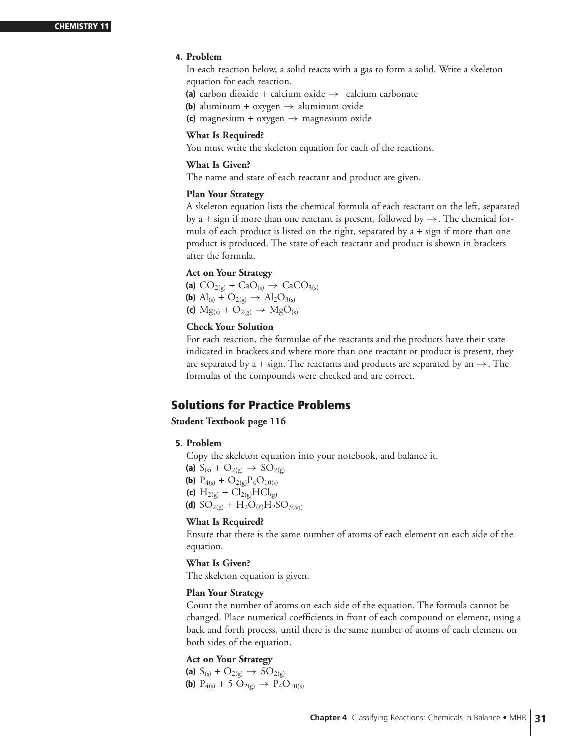**4. Problem**

In each reaction below, a solid reacts with a gas to form a solid. Write a skeleton equation for each reaction.

**(a)** carbon dioxide + calcium oxide → calcium carbonate

**(b)** aluminum + oxygen → aluminum oxide

**(c)** magnesium + oxygen → magnesium oxide

**What Is Required?**

You must write the skeleton equation for each of the reactions.

**What Is Given?**

The name and state of each reactant and product are given.

**Plan Your Strategy**

A skeleton equation lists the chemical formula of each reactant on the left, separated by a + sign if more than one reactant is present, followed by →. The chemical formula of each product is listed on the right, separated by a + sign if more than one product is produced. The state of each reactant and product is shown in brackets after the formula.

**Act on Your Strategy**

**(a)** $CO_{2(g)} + CaO_{(s)} \rightarrow CaCO_{3(s)}$

**(b)** $Al_{(s)} + O_{2(g)} \rightarrow Al_2O_{3(s)}$

**(c)** $Mg_{(s)} + O_{2(g)} \rightarrow MgO_{(s)}$

**Check Your Solution**

For each reaction, the formulae of the reactants and the products have their state indicated in brackets and where more than one reactant or product is present, they are separated by a + sign. The reactants and products are separated by an →. The formulas of the compounds were checked and are correct.

## Solutions for Practice Problems

**Student Textbook page 116**

**5. Problem**

Copy the skeleton equation into your notebook, and balance it.

**(a)** $S_{(s)} + O_{2(g)} \rightarrow SO_{2(g)}$

**(b)** $P_{4(s)} + O_{2(g)}P_4O_{10(s)}$

**(c)** $H_{2(g)} + Cl_{2(g)}HCl_{(g)}$

**(d)** $SO_{2(g)} + H_2O_{(\ell)}H_2SO_{3(aq)}$

**What Is Required?**

Ensure that there is the same number of atoms of each element on each side of the equation.

**What Is Given?**

The skeleton equation is given.

**Plan Your Strategy**

Count the number of atoms on each side of the equation. The formula cannot be changed. Place numerical coefficients in front of each compound or element, using a back and forth process, until there is the same number of atoms of each element on both sides of the equation.

**Act on Your Strategy**

**(a)** $S_{(s)} + O_{2(g)} \rightarrow SO_{2(g)}$

**(b)** $P_{4(s)} + 5\ O_{2(g)} \rightarrow P_4O_{10(s)}$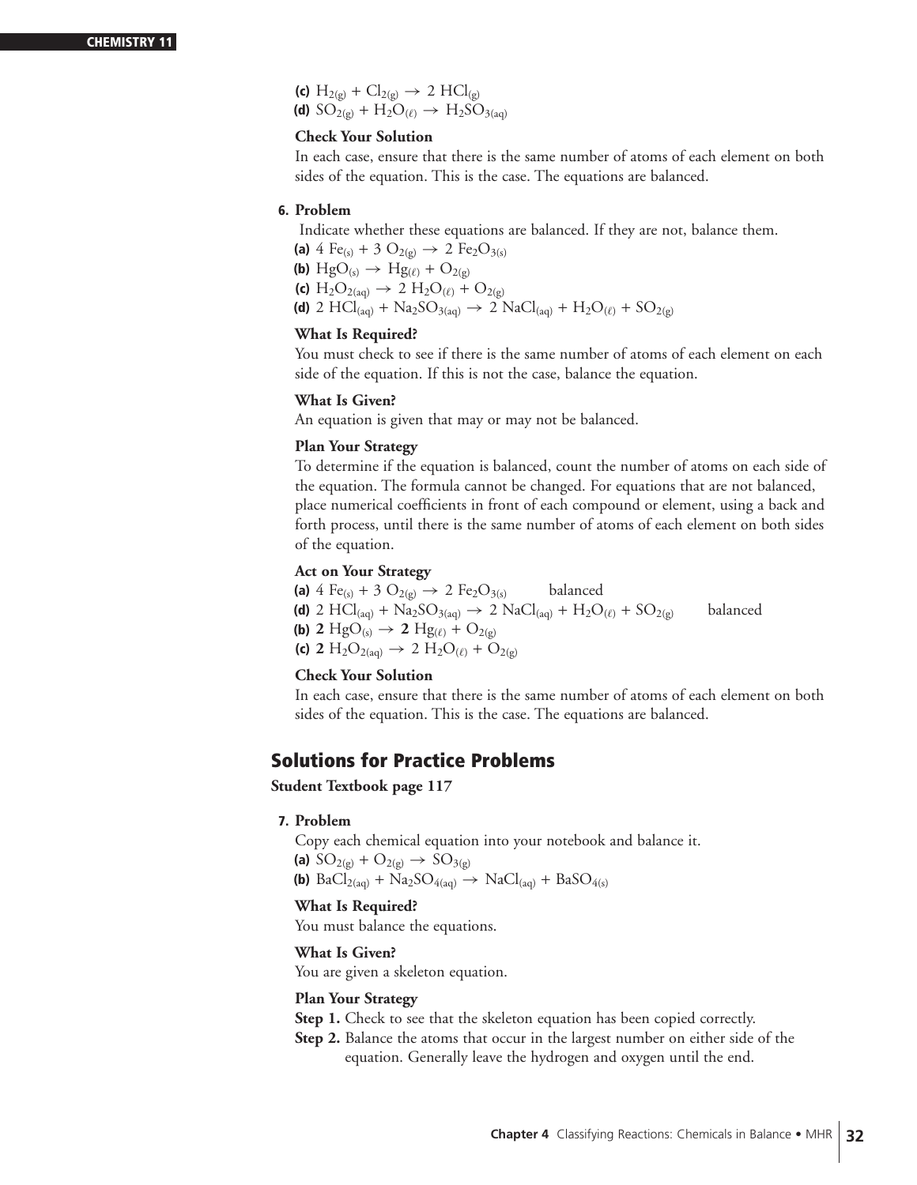**(c)** $H_{2(g)} + Cl_{2(g)} \rightarrow 2\ HCl_{(g)}$
**(d)** $SO_{2(g)} + H_2O_{(\ell)} \rightarrow H_2SO_{3(aq)}$

**Check Your Solution**

In each case, ensure that there is the same number of atoms of each element on both sides of the equation. This is the case. The equations are balanced.

**6. Problem**

Indicate whether these equations are balanced. If they are not, balance them.

**(a)** $4\ Fe_{(s)} + 3\ O_{2(g)} \rightarrow 2\ Fe_2O_{3(s)}$
**(b)** $HgO_{(s)} \rightarrow Hg_{(\ell)} + O_{2(g)}$
**(c)** $H_2O_{2(aq)} \rightarrow 2\ H_2O_{(\ell)} + O_{2(g)}$
**(d)** $2\ HCl_{(aq)} + Na_2SO_{3(aq)} \rightarrow 2\ NaCl_{(aq)} + H_2O_{(\ell)} + SO_{2(g)}$

**What Is Required?**

You must check to see if there is the same number of atoms of each element on each side of the equation. If this is not the case, balance the equation.

**What Is Given?**

An equation is given that may or may not be balanced.

**Plan Your Strategy**

To determine if the equation is balanced, count the number of atoms on each side of the equation. The formula cannot be changed. For equations that are not balanced, place numerical coefficients in front of each compound or element, using a back and forth process, until there is the same number of atoms of each element on both sides of the equation.

**Act on Your Strategy**

**(a)** $4\ Fe_{(s)} + 3\ O_{2(g)} \rightarrow 2\ Fe_2O_{3(s)}$ balanced
**(d)** $2\ HCl_{(aq)} + Na_2SO_{3(aq)} \rightarrow 2\ NaCl_{(aq)} + H_2O_{(\ell)} + SO_{2(g)}$ balanced
**(b)** $\mathbf{2}\ HgO_{(s)} \rightarrow \mathbf{2}\ Hg_{(\ell)} + O_{2(g)}$
**(c)** $\mathbf{2}\ H_2O_{2(aq)} \rightarrow 2\ H_2O_{(\ell)} + O_{2(g)}$

**Check Your Solution**

In each case, ensure that there is the same number of atoms of each element on both sides of the equation. This is the case. The equations are balanced.

## Solutions for Practice Problems

**Student Textbook page 117**

**7. Problem**

Copy each chemical equation into your notebook and balance it.

**(a)** $SO_{2(g)} + O_{2(g)} \rightarrow SO_{3(g)}$
**(b)** $BaCl_{2(aq)} + Na_2SO_{4(aq)} \rightarrow NaCl_{(aq)} + BaSO_{4(s)}$

**What Is Required?**

You must balance the equations.

**What Is Given?**

You are given a skeleton equation.

**Plan Your Strategy**

**Step 1.** Check to see that the skeleton equation has been copied correctly.

**Step 2.** Balance the atoms that occur in the largest number on either side of the equation. Generally leave the hydrogen and oxygen until the end.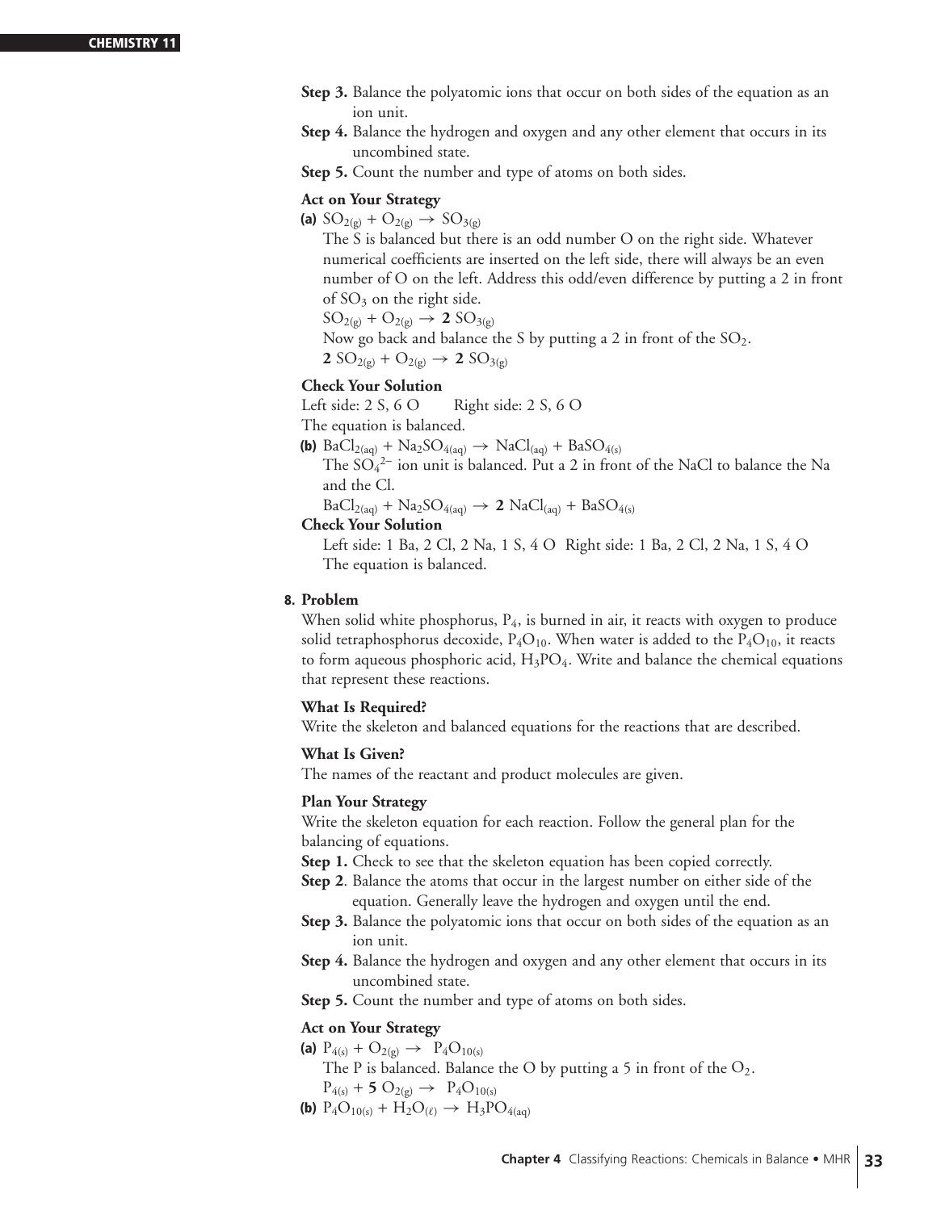**Step 3.** Balance the polyatomic ions that occur on both sides of the equation as an ion unit.

**Step 4.** Balance the hydrogen and oxygen and any other element that occurs in its uncombined state.

**Step 5.** Count the number and type of atoms on both sides.

**Act on Your Strategy**

**(a)** $SO_{2(g)} + O_{2(g)} \rightarrow SO_{3(g)}$

The S is balanced but there is an odd number O on the right side. Whatever numerical coefficients are inserted on the left side, there will always be an even number of O on the left. Address this odd/even difference by putting a 2 in front of $SO_3$ on the right side.

$SO_{2(g)} + O_{2(g)} \rightarrow \mathbf{2}\ SO_{3(g)}$

Now go back and balance the S by putting a 2 in front of the $SO_2$.

$\mathbf{2}\ SO_{2(g)} + O_{2(g)} \rightarrow \mathbf{2}\ SO_{3(g)}$

**Check Your Solution**

Left side: 2 S, 6 O  Right side: 2 S, 6 O

The equation is balanced.

**(b)** $BaCl_{2(aq)} + Na_2SO_{4(aq)} \rightarrow NaCl_{(aq)} + BaSO_{4(s)}$

The $SO_4^{2-}$ ion unit is balanced. Put a 2 in front of the NaCl to balance the Na and the Cl.

$BaCl_{2(aq)} + Na_2SO_{4(aq)} \rightarrow \mathbf{2}\ NaCl_{(aq)} + BaSO_{4(s)}$

**Check Your Solution**

Left side: 1 Ba, 2 Cl, 2 Na, 1 S, 4 O  Right side: 1 Ba, 2 Cl, 2 Na, 1 S, 4 O

The equation is balanced.

**8. Problem**

When solid white phosphorus, $P_4$, is burned in air, it reacts with oxygen to produce solid tetraphosphorus decoxide, $P_4O_{10}$. When water is added to the $P_4O_{10}$, it reacts to form aqueous phosphoric acid, $H_3PO_4$. Write and balance the chemical equations that represent these reactions.

**What Is Required?**

Write the skeleton and balanced equations for the reactions that are described.

**What Is Given?**

The names of the reactant and product molecules are given.

**Plan Your Strategy**

Write the skeleton equation for each reaction. Follow the general plan for the balancing of equations.

**Step 1.** Check to see that the skeleton equation has been copied correctly.

**Step 2**. Balance the atoms that occur in the largest number on either side of the equation. Generally leave the hydrogen and oxygen until the end.

**Step 3.** Balance the polyatomic ions that occur on both sides of the equation as an ion unit.

**Step 4.** Balance the hydrogen and oxygen and any other element that occurs in its uncombined state.

**Step 5.** Count the number and type of atoms on both sides.

**Act on Your Strategy**

**(a)** $P_{4(s)} + O_{2(g)} \rightarrow P_4O_{10(s)}$

The P is balanced. Balance the O by putting a 5 in front of the $O_2$.

$P_{4(s)} + \mathbf{5}\ O_{2(g)} \rightarrow P_4O_{10(s)}$

**(b)** $P_4O_{10(s)} + H_2O_{(\ell)} \rightarrow H_3PO_{4(aq)}$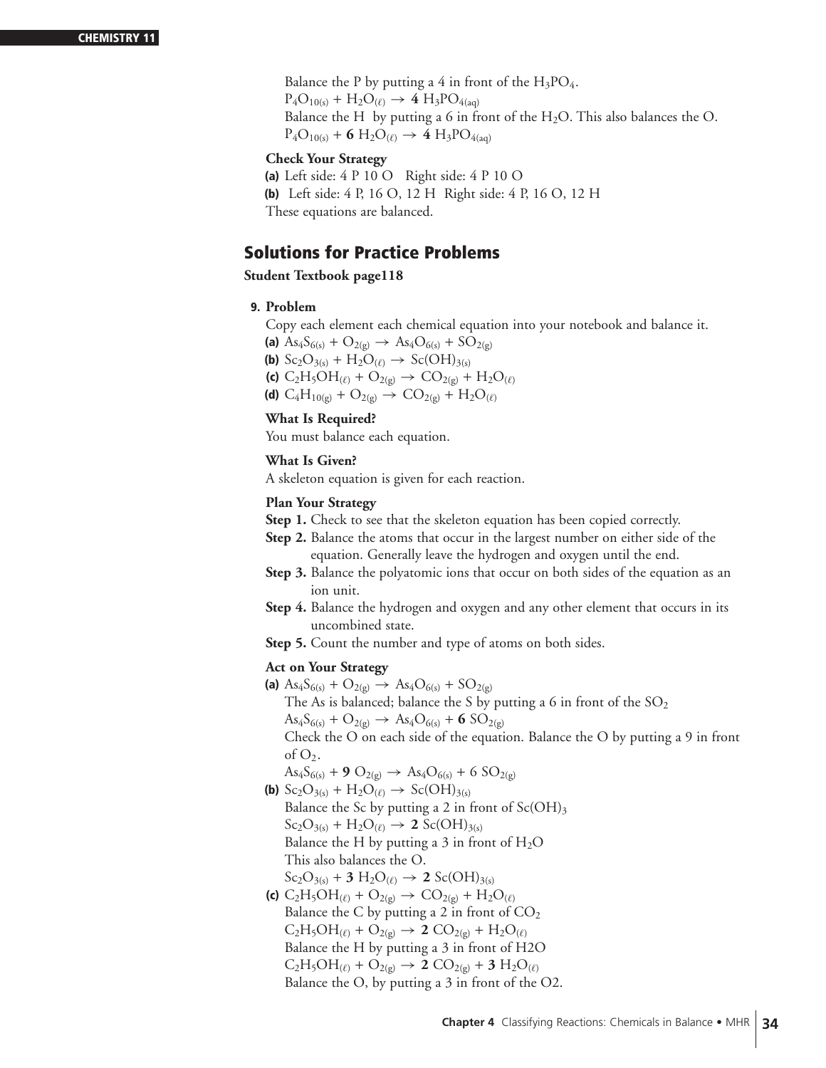Balance the P by putting a 4 in front of the $H_3PO_4$.

$P_4O_{10(s)} + H_2O_{(\ell)} \rightarrow \mathbf{4}\ H_3PO_{4(aq)}$

Balance the H by putting a 6 in front of the $H_2O$. This also balances the O.

$P_4O_{10(s)} + \mathbf{6}\ H_2O_{(\ell)} \rightarrow \mathbf{4}\ H_3PO_{4(aq)}$

**Check Your Strategy**

**(a)** Left side: 4 P 10 O   Right side: 4 P 10 O

**(b)** Left side: 4 P, 16 O, 12 H  Right side: 4 P, 16 O, 12 H

These equations are balanced.

## Solutions for Practice Problems

**Student Textbook page118**

**9. Problem**

Copy each element each chemical equation into your notebook and balance it.

**(a)** $As_4S_{6(s)} + O_{2(g)} \rightarrow As_4O_{6(s)} + SO_{2(g)}$

**(b)** $Sc_2O_{3(s)} + H_2O_{(\ell)} \rightarrow Sc(OH)_{3(s)}$

**(c)** $C_2H_5OH_{(\ell)} + O_{2(g)} \rightarrow CO_{2(g)} + H_2O_{(\ell)}$

**(d)** $C_4H_{10(g)} + O_{2(g)} \rightarrow CO_{2(g)} + H_2O_{(\ell)}$

**What Is Required?**

You must balance each equation.

**What Is Given?**

A skeleton equation is given for each reaction.

**Plan Your Strategy**

**Step 1.** Check to see that the skeleton equation has been copied correctly.

**Step 2.** Balance the atoms that occur in the largest number on either side of the equation. Generally leave the hydrogen and oxygen until the end.

**Step 3.** Balance the polyatomic ions that occur on both sides of the equation as an ion unit.

**Step 4.** Balance the hydrogen and oxygen and any other element that occurs in its uncombined state.

**Step 5.** Count the number and type of atoms on both sides.

**Act on Your Strategy**

**(a)** $As_4S_{6(s)} + O_{2(g)} \rightarrow As_4O_{6(s)} + SO_{2(g)}$

The As is balanced; balance the S by putting a 6 in front of the $SO_2$

$As_4S_{6(s)} + O_{2(g)} \rightarrow As_4O_{6(s)} + \mathbf{6}\ SO_{2(g)}$

Check the O on each side of the equation. Balance the O by putting a 9 in front of $O_2$.

$As_4S_{6(s)} + \mathbf{9}\ O_{2(g)} \rightarrow As_4O_{6(s)} + 6\ SO_{2(g)}$

**(b)** $Sc_2O_{3(s)} + H_2O_{(\ell)} \rightarrow Sc(OH)_{3(s)}$

Balance the Sc by putting a 2 in front of $Sc(OH)_3$

$Sc_2O_{3(s)} + H_2O_{(\ell)} \rightarrow \mathbf{2}\ Sc(OH)_{3(s)}$

Balance the H by putting a 3 in front of $H_2O$

This also balances the O.

$Sc_2O_{3(s)} + \mathbf{3}\ H_2O_{(\ell)} \rightarrow \mathbf{2}\ Sc(OH)_{3(s)}$

**(c)** $C_2H_5OH_{(\ell)} + O_{2(g)} \rightarrow CO_{2(g)} + H_2O_{(\ell)}$

Balance the C by putting a 2 in front of $CO_2$

$C_2H_5OH_{(\ell)} + O_{2(g)} \rightarrow \mathbf{2}\ CO_{2(g)} + H_2O_{(\ell)}$

Balance the H by putting a 3 in front of H2O

$C_2H_5OH_{(\ell)} + O_{2(g)} \rightarrow \mathbf{2}\ CO_{2(g)} + \mathbf{3}\ H_2O_{(\ell)}$

Balance the O, by putting a 3 in front of the O2.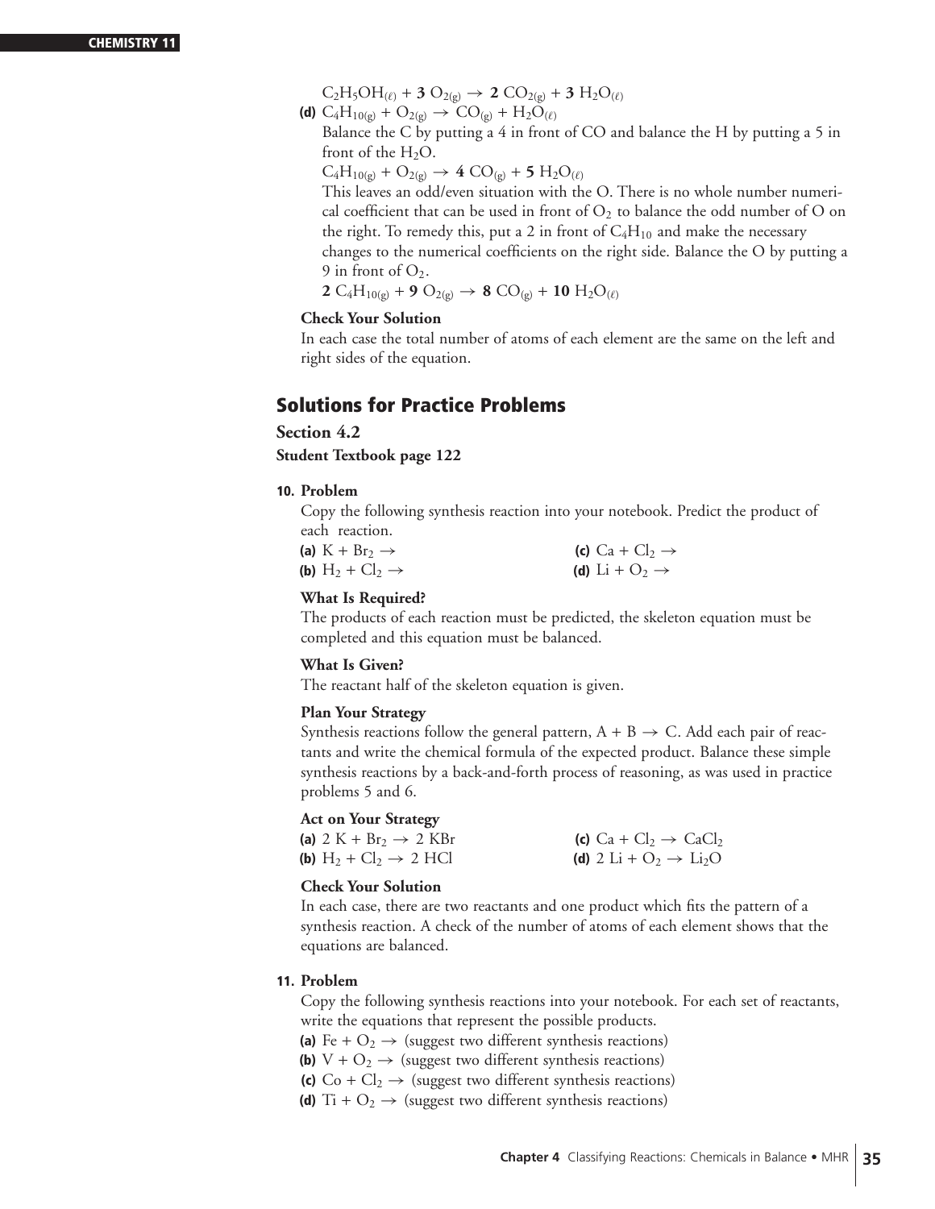$C_2H_5OH_{(\ell)}$ + **3** $O_{2(g)} \rightarrow$ **2** $CO_{2(g)}$ + **3** $H_2O_{(\ell)}$

**(d)** $C_4H_{10(g)} + O_{2(g)} \rightarrow CO_{(g)} + H_2O_{(\ell)}$

Balance the C by putting a 4 in front of CO and balance the H by putting a 5 in front of the $H_2O$.

$C_4H_{10(g)} + O_{2(g)} \rightarrow$ **4** $CO_{(g)}$ + **5** $H_2O_{(\ell)}$

This leaves an odd/even situation with the O. There is no whole number numerical coefficient that can be used in front of $O_2$ to balance the odd number of O on the right. To remedy this, put a 2 in front of $C_4H_{10}$ and make the necessary changes to the numerical coefficients on the right side. Balance the O by putting a 9 in front of $O_2$.

**2** $C_4H_{10(g)}$ + **9** $O_{2(g)} \rightarrow$ **8** $CO_{(g)}$ + **10** $H_2O_{(\ell)}$

**Check Your Solution**

In each case the total number of atoms of each element are the same on the left and right sides of the equation.

## Solutions for Practice Problems

### Section 4.2

**Student Textbook page 122**

**10. Problem**

Copy the following synthesis reaction into your notebook. Predict the product of each reaction.

**(a)** $K + Br_2 \rightarrow$

**(b)** $H_2 + Cl_2 \rightarrow$

**(c)** $Ca + Cl_2 \rightarrow$

**(d)** $Li + O_2 \rightarrow$

**What Is Required?**

The products of each reaction must be predicted, the skeleton equation must be completed and this equation must be balanced.

**What Is Given?**

The reactant half of the skeleton equation is given.

**Plan Your Strategy**

Synthesis reactions follow the general pattern, $A + B \rightarrow C$. Add each pair of reactants and write the chemical formula of the expected product. Balance these simple synthesis reactions by a back-and-forth process of reasoning, as was used in practice problems 5 and 6.

**Act on Your Strategy**

**(a)** $2\ K + Br_2 \rightarrow 2\ KBr$

**(b)** $H_2 + Cl_2 \rightarrow 2\ HCl$

**(c)** $Ca + Cl_2 \rightarrow CaCl_2$

**(d)** $2\ Li + O_2 \rightarrow Li_2O$

**Check Your Solution**

In each case, there are two reactants and one product which fits the pattern of a synthesis reaction. A check of the number of atoms of each element shows that the equations are balanced.

**11. Problem**

Copy the following synthesis reactions into your notebook. For each set of reactants, write the equations that represent the possible products.

**(a)** $Fe + O_2 \rightarrow$ (suggest two different synthesis reactions)

**(b)** $V + O_2 \rightarrow$ (suggest two different synthesis reactions)

**(c)** $Co + Cl_2 \rightarrow$ (suggest two different synthesis reactions)

**(d)** $Ti + O_2 \rightarrow$ (suggest two different synthesis reactions)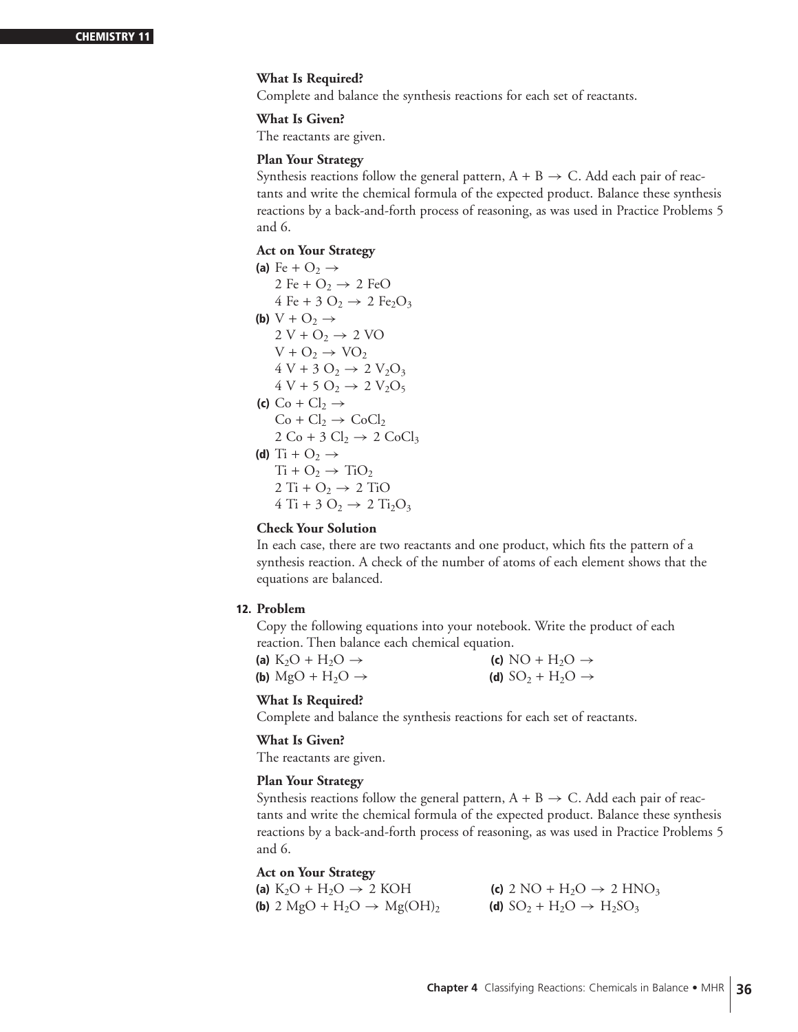**What Is Required?**

Complete and balance the synthesis reactions for each set of reactants.

**What Is Given?**

The reactants are given.

**Plan Your Strategy**

Synthesis reactions follow the general pattern, $A + B \rightarrow C$. Add each pair of reactants and write the chemical formula of the expected product. Balance these synthesis reactions by a back-and-forth process of reasoning, as was used in Practice Problems 5 and 6.

**Act on Your Strategy**

**(a)** $Fe + O_2 \rightarrow$

$2\ Fe + O_2 \rightarrow 2\ FeO$

$4\ Fe + 3\ O_2 \rightarrow 2\ Fe_2O_3$

**(b)** $V + O_2 \rightarrow$

$2\ V + O_2 \rightarrow 2\ VO$

$V + O_2 \rightarrow VO_2$

$4\ V + 3\ O_2 \rightarrow 2\ V_2O_3$

$4\ V + 5\ O_2 \rightarrow 2\ V_2O_5$

**(c)** $Co + Cl_2 \rightarrow$

$Co + Cl_2 \rightarrow CoCl_2$

$2\ Co + 3\ Cl_2 \rightarrow 2\ CoCl_3$

**(d)** $Ti + O_2 \rightarrow$

$Ti + O_2 \rightarrow TiO_2$

$2\ Ti + O_2 \rightarrow 2\ TiO$

$4\ Ti + 3\ O_2 \rightarrow 2\ Ti_2O_3$

**Check Your Solution**

In each case, there are two reactants and one product, which fits the pattern of a synthesis reaction. A check of the number of atoms of each element shows that the equations are balanced.

**12. Problem**

Copy the following equations into your notebook. Write the product of each reaction. Then balance each chemical equation.

**(a)** $K_2O + H_2O \rightarrow$

**(b)** $MgO + H_2O \rightarrow$

**(c)** $NO + H_2O \rightarrow$

**(d)** $SO_2 + H_2O \rightarrow$

**What Is Required?**

Complete and balance the synthesis reactions for each set of reactants.

**What Is Given?**

The reactants are given.

**Plan Your Strategy**

Synthesis reactions follow the general pattern, $A + B \rightarrow C$. Add each pair of reactants and write the chemical formula of the expected product. Balance these synthesis reactions by a back-and-forth process of reasoning, as was used in Practice Problems 5 and 6.

**Act on Your Strategy**

**(a)** $K_2O + H_2O \rightarrow 2\ KOH$

**(b)** $2\ MgO + H_2O \rightarrow Mg(OH)_2$

**(c)** $2\ NO + H_2O \rightarrow 2\ HNO_3$

**(d)** $SO_2 + H_2O \rightarrow H_2SO_3$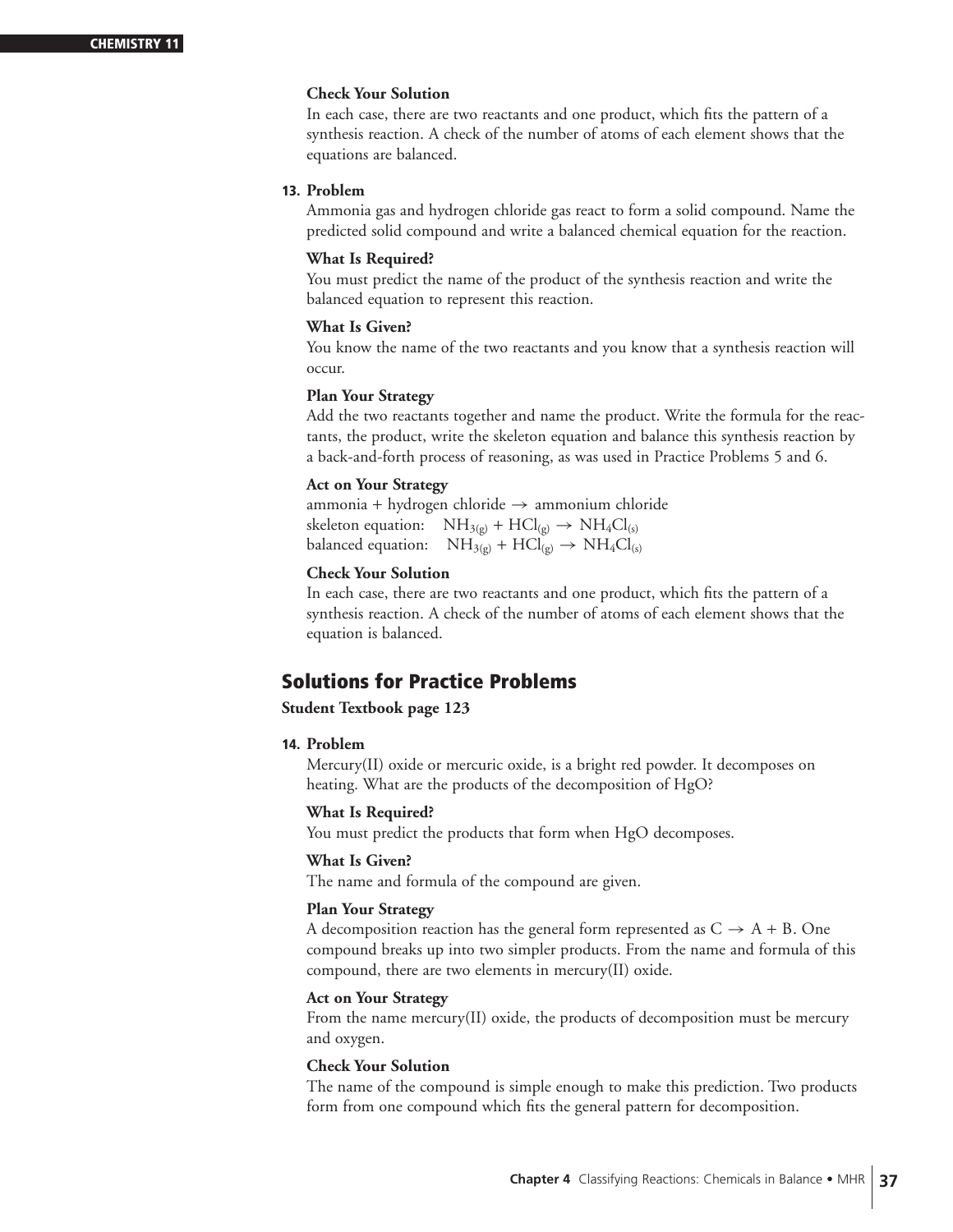**Check Your Solution**

In each case, there are two reactants and one product, which fits the pattern of a synthesis reaction. A check of the number of atoms of each element shows that the equations are balanced.

**13. Problem**

Ammonia gas and hydrogen chloride gas react to form a solid compound. Name the predicted solid compound and write a balanced chemical equation for the reaction.

**What Is Required?**

You must predict the name of the product of the synthesis reaction and write the balanced equation to represent this reaction.

**What Is Given?**

You know the name of the two reactants and you know that a synthesis reaction will occur.

**Plan Your Strategy**

Add the two reactants together and name the product. Write the formula for the reactants, the product, write the skeleton equation and balance this synthesis reaction by a back-and-forth process of reasoning, as was used in Practice Problems 5 and 6.

**Act on Your Strategy**

ammonia + hydrogen chloride → ammonium chloride

skeleton equation: $NH_{3(g)} + HCl_{(g)} \rightarrow NH_4Cl_{(s)}$

balanced equation: $NH_{3(g)} + HCl_{(g)} \rightarrow NH_4Cl_{(s)}$

**Check Your Solution**

In each case, there are two reactants and one product, which fits the pattern of a synthesis reaction. A check of the number of atoms of each element shows that the equation is balanced.

## Solutions for Practice Problems

**Student Textbook page 123**

**14. Problem**

Mercury(II) oxide or mercuric oxide, is a bright red powder. It decomposes on heating. What are the products of the decomposition of HgO?

**What Is Required?**

You must predict the products that form when HgO decomposes.

**What Is Given?**

The name and formula of the compound are given.

**Plan Your Strategy**

A decomposition reaction has the general form represented as $C \rightarrow A + B$. One compound breaks up into two simpler products. From the name and formula of this compound, there are two elements in mercury(II) oxide.

**Act on Your Strategy**

From the name mercury(II) oxide, the products of decomposition must be mercury and oxygen.

**Check Your Solution**

The name of the compound is simple enough to make this prediction. Two products form from one compound which fits the general pattern for decomposition.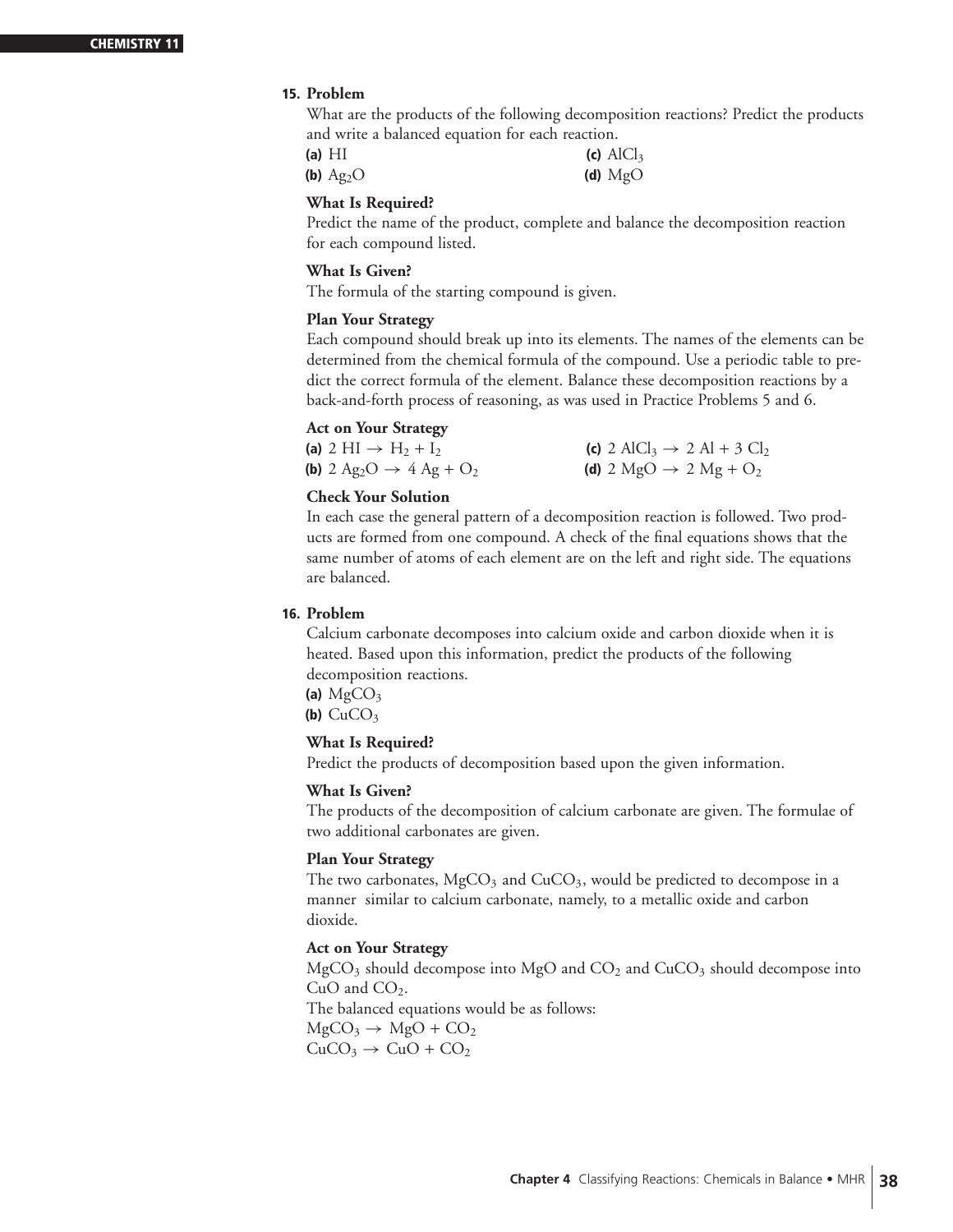**15. Problem**

What are the products of the following decomposition reactions? Predict the products and write a balanced equation for each reaction.

**(a)** $HI$

**(b)** $Ag_2O$

**(c)** $AlCl_3$

**(d)** $MgO$

**What Is Required?**

Predict the name of the product, complete and balance the decomposition reaction for each compound listed.

**What Is Given?**

The formula of the starting compound is given.

**Plan Your Strategy**

Each compound should break up into its elements. The names of the elements can be determined from the chemical formula of the compound. Use a periodic table to predict the correct formula of the element. Balance these decomposition reactions by a back-and-forth process of reasoning, as was used in Practice Problems 5 and 6.

**Act on Your Strategy**

**(a)** $2\ HI \rightarrow H_2 + I_2$

**(b)** $2\ Ag_2O \rightarrow 4\ Ag + O_2$

**(c)** $2\ AlCl_3 \rightarrow 2\ Al + 3\ Cl_2$

**(d)** $2\ MgO \rightarrow 2\ Mg + O_2$

**Check Your Solution**

In each case the general pattern of a decomposition reaction is followed. Two products are formed from one compound. A check of the final equations shows that the same number of atoms of each element are on the left and right side. The equations are balanced.

**16. Problem**

Calcium carbonate decomposes into calcium oxide and carbon dioxide when it is heated. Based upon this information, predict the products of the following decomposition reactions.

**(a)** $MgCO_3$

**(b)** $CuCO_3$

**What Is Required?**

Predict the products of decomposition based upon the given information.

**What Is Given?**

The products of the decomposition of calcium carbonate are given. The formulae of two additional carbonates are given.

**Plan Your Strategy**

The two carbonates, $MgCO_3$ and $CuCO_3$, would be predicted to decompose in a manner similar to calcium carbonate, namely, to a metallic oxide and carbon dioxide.

**Act on Your Strategy**

$MgCO_3$ should decompose into $MgO$ and $CO_2$ and $CuCO_3$ should decompose into $CuO$ and $CO_2$.

The balanced equations would be as follows:

$MgCO_3 \rightarrow MgO + CO_2$

$CuCO_3 \rightarrow CuO + CO_2$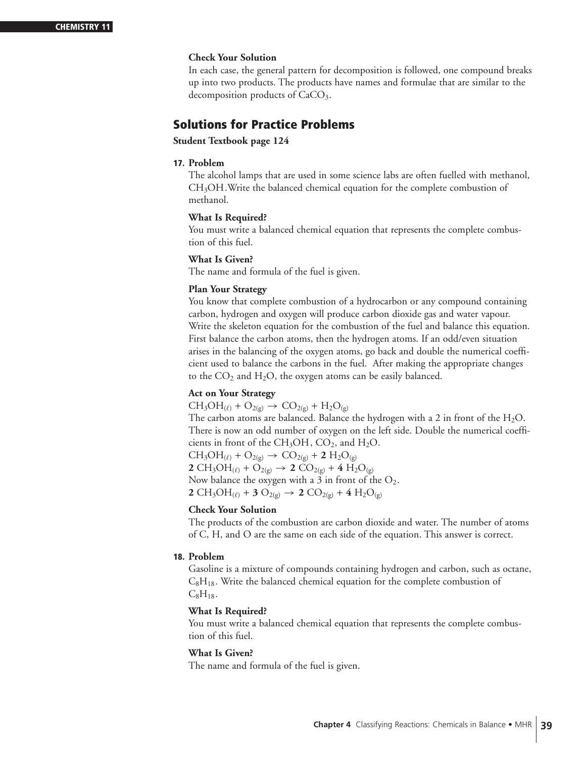**Check Your Solution**

In each case, the general pattern for decomposition is followed, one compound breaks up into two products. The products have names and formulae that are similar to the decomposition products of $CaCO_3$.

## Solutions for Practice Problems

**Student Textbook page 124**

**17. Problem**

The alcohol lamps that are used in some science labs are often fuelled with methanol, $CH_3OH$.Write the balanced chemical equation for the complete combustion of methanol.

**What Is Required?**

You must write a balanced chemical equation that represents the complete combustion of this fuel.

**What Is Given?**

The name and formula of the fuel is given.

**Plan Your Strategy**

You know that complete combustion of a hydrocarbon or any compound containing carbon, hydrogen and oxygen will produce carbon dioxide gas and water vapour. Write the skeleton equation for the combustion of the fuel and balance this equation. First balance the carbon atoms, then the hydrogen atoms. If an odd/even situation arises in the balancing of the oxygen atoms, go back and double the numerical coefficient used to balance the carbons in the fuel. After making the appropriate changes to the $CO_2$ and $H_2O$, the oxygen atoms can be easily balanced.

**Act on Your Strategy**

$CH_3OH_{(\ell)} + O_{2(g)} \rightarrow CO_{2(g)} + H_2O_{(g)}$

The carbon atoms are balanced. Balance the hydrogen with a 2 in front of the $H_2O$. There is now an odd number of oxygen on the left side. Double the numerical coefficients in front of the $CH_3OH$, $CO_2$, and $H_2O$.

$CH_3OH_{(\ell)} + O_{2(g)} \rightarrow CO_{2(g)} + \mathbf{2}\ H_2O_{(g)}$

$\mathbf{2}\ CH_3OH_{(\ell)} + O_{2(g)} \rightarrow \mathbf{2}\ CO_{2(g)} + \mathbf{4}\ H_2O_{(g)}$

Now balance the oxygen with a 3 in front of the $O_2$.

$\mathbf{2}\ CH_3OH_{(\ell)} + \mathbf{3}\ O_{2(g)} \rightarrow \mathbf{2}\ CO_{2(g)} + \mathbf{4}\ H_2O_{(g)}$

**Check Your Solution**

The products of the combustion are carbon dioxide and water. The number of atoms of C, H, and O are the same on each side of the equation. This answer is correct.

**18. Problem**

Gasoline is a mixture of compounds containing hydrogen and carbon, such as octane, $C_8H_{18}$. Write the balanced chemical equation for the complete combustion of $C_8H_{18}$.

**What Is Required?**

You must write a balanced chemical equation that represents the complete combustion of this fuel.

**What Is Given?**

The name and formula of the fuel is given.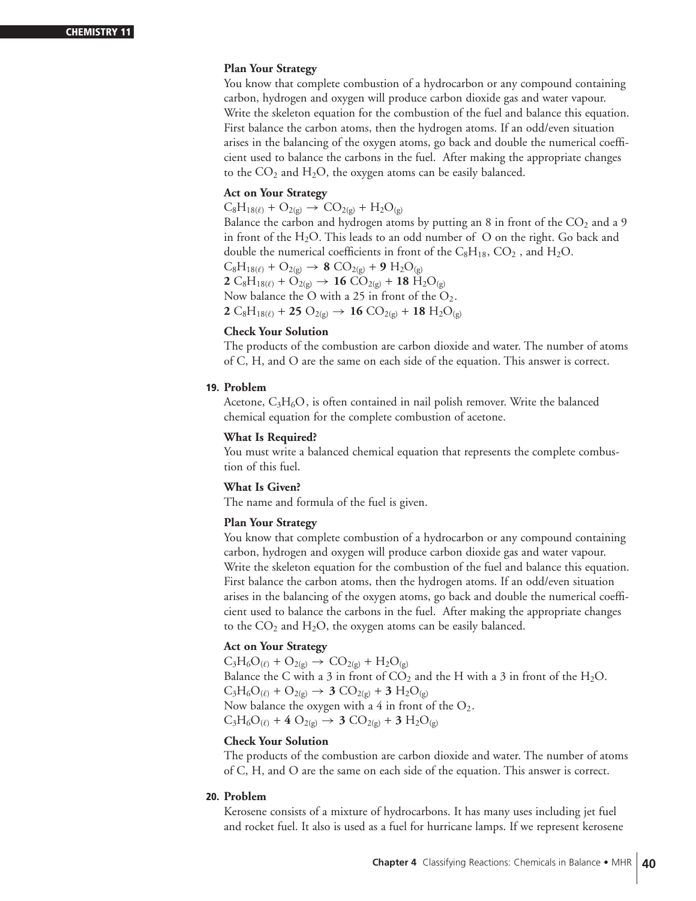**Plan Your Strategy**

You know that complete combustion of a hydrocarbon or any compound containing carbon, hydrogen and oxygen will produce carbon dioxide gas and water vapour. Write the skeleton equation for the combustion of the fuel and balance this equation. First balance the carbon atoms, then the hydrogen atoms. If an odd/even situation arises in the balancing of the oxygen atoms, go back and double the numerical coefficient used to balance the carbons in the fuel. After making the appropriate changes to the $CO_2$ and $H_2O$, the oxygen atoms can be easily balanced.

**Act on Your Strategy**

$C_8H_{18(\ell)} + O_{2(g)} \rightarrow CO_{2(g)} + H_2O_{(g)}$

Balance the carbon and hydrogen atoms by putting an 8 in front of the $CO_2$ and a 9 in front of the $H_2O$. This leads to an odd number of O on the right. Go back and double the numerical coefficients in front of the $C_8H_{18}$, $CO_2$, and $H_2O$.

$C_8H_{18(\ell)} + O_{2(g)} \rightarrow \mathbf{8}\ CO_{2(g)} + \mathbf{9}\ H_2O_{(g)}$

$\mathbf{2}\ C_8H_{18(\ell)} + O_{2(g)} \rightarrow \mathbf{16}\ CO_{2(g)} + \mathbf{18}\ H_2O_{(g)}$

Now balance the O with a 25 in front of the $O_2$.

$\mathbf{2}\ C_8H_{18(\ell)} + \mathbf{25}\ O_{2(g)} \rightarrow \mathbf{16}\ CO_{2(g)} + \mathbf{18}\ H_2O_{(g)}$

**Check Your Solution**

The products of the combustion are carbon dioxide and water. The number of atoms of C, H, and O are the same on each side of the equation. This answer is correct.

**19. Problem**

Acetone, $C_3H_6O$, is often contained in nail polish remover. Write the balanced chemical equation for the complete combustion of acetone.

**What Is Required?**

You must write a balanced chemical equation that represents the complete combustion of this fuel.

**What Is Given?**

The name and formula of the fuel is given.

**Plan Your Strategy**

You know that complete combustion of a hydrocarbon or any compound containing carbon, hydrogen and oxygen will produce carbon dioxide gas and water vapour. Write the skeleton equation for the combustion of the fuel and balance this equation. First balance the carbon atoms, then the hydrogen atoms. If an odd/even situation arises in the balancing of the oxygen atoms, go back and double the numerical coefficient used to balance the carbons in the fuel. After making the appropriate changes to the $CO_2$ and $H_2O$, the oxygen atoms can be easily balanced.

**Act on Your Strategy**

$C_3H_6O_{(\ell)} + O_{2(g)} \rightarrow CO_{2(g)} + H_2O_{(g)}$

Balance the C with a 3 in front of $CO_2$ and the H with a 3 in front of the $H_2O$.

$C_3H_6O_{(\ell)} + O_{2(g)} \rightarrow \mathbf{3}\ CO_{2(g)} + \mathbf{3}\ H_2O_{(g)}$

Now balance the oxygen with a 4 in front of the $O_2$.

$C_3H_6O_{(\ell)} + \mathbf{4}\ O_{2(g)} \rightarrow \mathbf{3}\ CO_{2(g)} + \mathbf{3}\ H_2O_{(g)}$

**Check Your Solution**

The products of the combustion are carbon dioxide and water. The number of atoms of C, H, and O are the same on each side of the equation. This answer is correct.

**20. Problem**

Kerosene consists of a mixture of hydrocarbons. It has many uses including jet fuel and rocket fuel. It also is used as a fuel for hurricane lamps. If we represent kerosene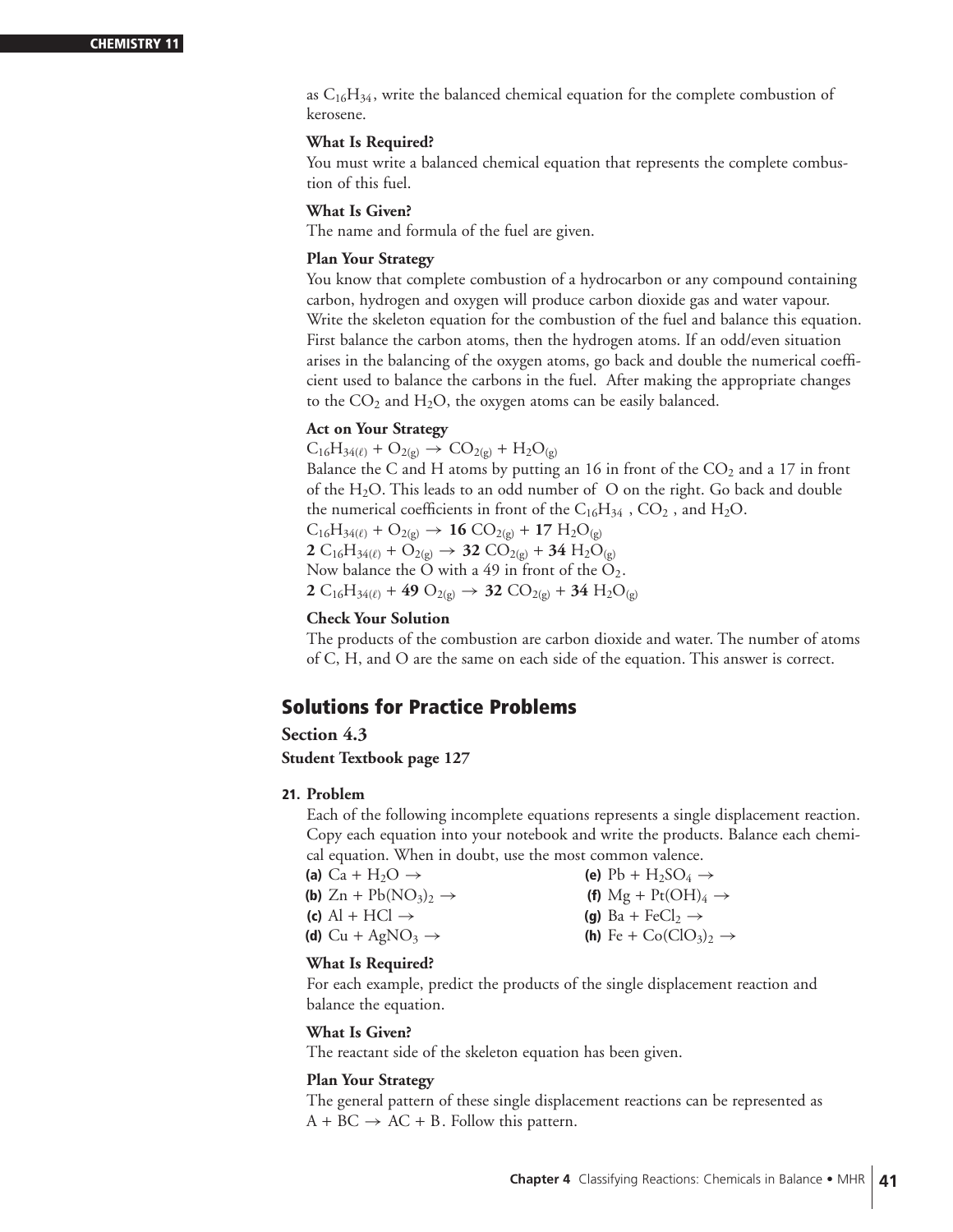as $C_{16}H_{34}$, write the balanced chemical equation for the complete combustion of kerosene.

**What Is Required?**

You must write a balanced chemical equation that represents the complete combustion of this fuel.

**What Is Given?**

The name and formula of the fuel are given.

**Plan Your Strategy**

You know that complete combustion of a hydrocarbon or any compound containing carbon, hydrogen and oxygen will produce carbon dioxide gas and water vapour. Write the skeleton equation for the combustion of the fuel and balance this equation. First balance the carbon atoms, then the hydrogen atoms. If an odd/even situation arises in the balancing of the oxygen atoms, go back and double the numerical coefficient used to balance the carbons in the fuel. After making the appropriate changes to the $CO_2$ and $H_2O$, the oxygen atoms can be easily balanced.

**Act on Your Strategy**

$C_{16}H_{34(\ell)} + O_{2(g)} \rightarrow CO_{2(g)} + H_2O_{(g)}$

Balance the C and H atoms by putting an 16 in front of the $CO_2$ and a 17 in front of the $H_2O$. This leads to an odd number of O on the right. Go back and double the numerical coefficients in front of the $C_{16}H_{34}$ , $CO_2$ , and $H_2O$.

$C_{16}H_{34(\ell)} + O_{2(g)} \rightarrow \mathbf{16}\ CO_{2(g)} + \mathbf{17}\ H_2O_{(g)}$

$\mathbf{2}\ C_{16}H_{34(\ell)} + O_{2(g)} \rightarrow \mathbf{32}\ CO_{2(g)} + \mathbf{34}\ H_2O_{(g)}$

Now balance the O with a 49 in front of the $O_2$.

$\mathbf{2}\ C_{16}H_{34(\ell)} + \mathbf{49}\ O_{2(g)} \rightarrow \mathbf{32}\ CO_{2(g)} + \mathbf{34}\ H_2O_{(g)}$

**Check Your Solution**

The products of the combustion are carbon dioxide and water. The number of atoms of C, H, and O are the same on each side of the equation. This answer is correct.

## Solutions for Practice Problems

### Section 4.3

**Student Textbook page 127**

**21. Problem**

Each of the following incomplete equations represents a single displacement reaction. Copy each equation into your notebook and write the products. Balance each chemical equation. When in doubt, use the most common valence.

**(a)** $Ca + H_2O \rightarrow$

**(b)** $Zn + Pb(NO_3)_2 \rightarrow$

**(c)** $Al + HCl \rightarrow$

**(d)** $Cu + AgNO_3 \rightarrow$

**(e)** $Pb + H_2SO_4 \rightarrow$

**(f)** $Mg + Pt(OH)_4 \rightarrow$

**(g)** $Ba + FeCl_2 \rightarrow$

**(h)** $Fe + Co(ClO_3)_2 \rightarrow$

**What Is Required?**

For each example, predict the products of the single displacement reaction and balance the equation.

**What Is Given?**

The reactant side of the skeleton equation has been given.

**Plan Your Strategy**

The general pattern of these single displacement reactions can be represented as $A + BC \rightarrow AC + B$. Follow this pattern.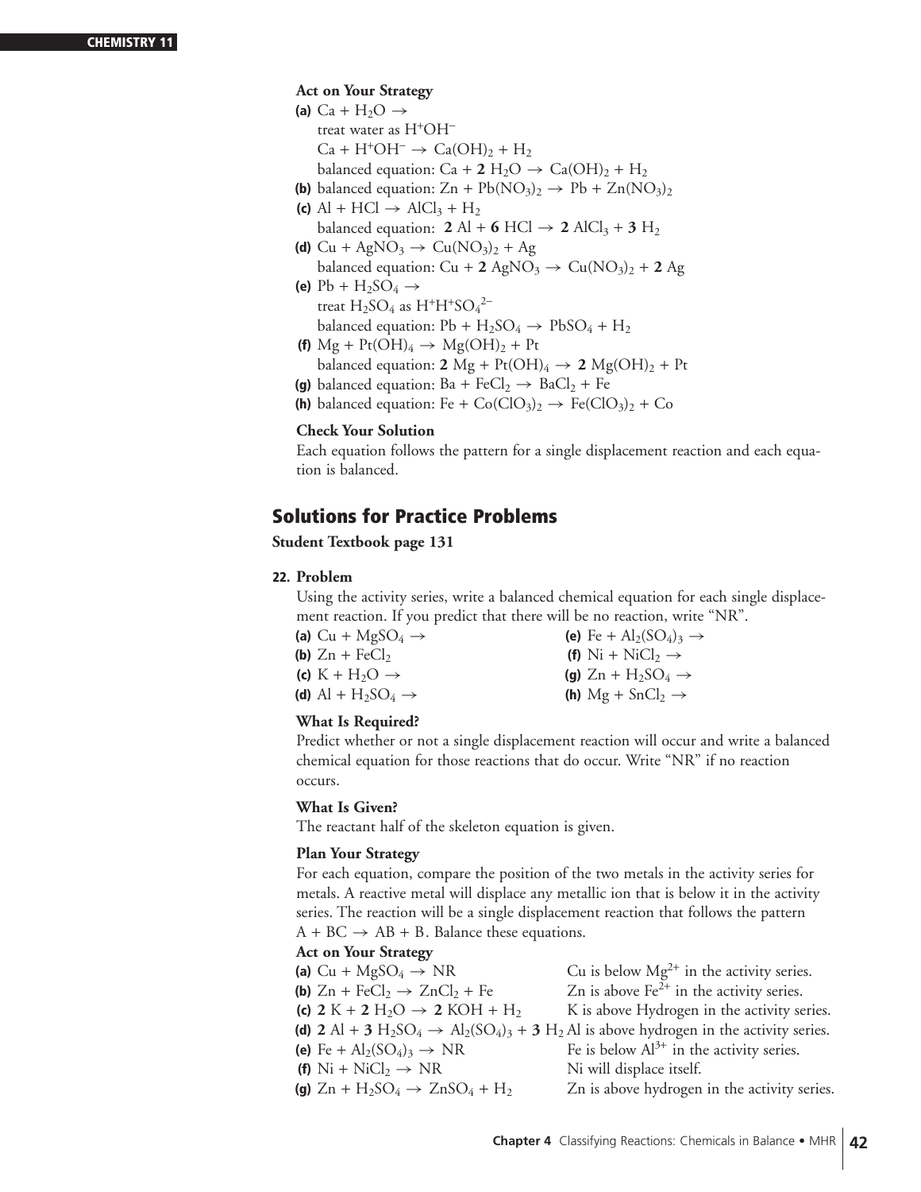**Act on Your Strategy**

**(a)** $Ca + H_2O \rightarrow$

treat water as $H^+OH^-$

$Ca + H^+OH^- \rightarrow Ca(OH)_2 + H_2$

balanced equation: $Ca + \mathbf{2}\ H_2O \rightarrow Ca(OH)_2 + H_2$

**(b)** balanced equation: $Zn + Pb(NO_3)_2 \rightarrow Pb + Zn(NO_3)_2$

**(c)** $Al + HCl \rightarrow AlCl_3 + H_2$

balanced equation: $\mathbf{2}\ Al + \mathbf{6}\ HCl \rightarrow \mathbf{2}\ AlCl_3 + \mathbf{3}\ H_2$

**(d)** $Cu + AgNO_3 \rightarrow Cu(NO_3)_2 + Ag$

balanced equation: $Cu + \mathbf{2}\ AgNO_3 \rightarrow Cu(NO_3)_2 + \mathbf{2}\ Ag$

**(e)** $Pb + H_2SO_4 \rightarrow$

treat $H_2SO_4$ as $H^+H^+SO_4^{2-}$

balanced equation: $Pb + H_2SO_4 \rightarrow PbSO_4 + H_2$

**(f)** $Mg + Pt(OH)_4 \rightarrow Mg(OH)_2 + Pt$

balanced equation: $\mathbf{2}\ Mg + Pt(OH)_4 \rightarrow \mathbf{2}\ Mg(OH)_2 + Pt$

**(g)** balanced equation: $Ba + FeCl_2 \rightarrow BaCl_2 + Fe$

**(h)** balanced equation: $Fe + Co(ClO_3)_2 \rightarrow Fe(ClO_3)_2 + Co$

**Check Your Solution**

Each equation follows the pattern for a single displacement reaction and each equation is balanced.

## Solutions for Practice Problems

**Student Textbook page 131**

**22. Problem**

Using the activity series, write a balanced chemical equation for each single displacement reaction. If you predict that there will be no reaction, write "NR".

**(a)** $Cu + MgSO_4 \rightarrow$

**(b)** $Zn + FeCl_2$

**(c)** $K + H_2O \rightarrow$

**(d)** $Al + H_2SO_4 \rightarrow$

**(e)** $Fe + Al_2(SO_4)_3 \rightarrow$

**(f)** $Ni + NiCl_2 \rightarrow$

**(g)** $Zn + H_2SO_4 \rightarrow$

**(h)** $Mg + SnCl_2 \rightarrow$

**What Is Required?**

Predict whether or not a single displacement reaction will occur and write a balanced chemical equation for those reactions that do occur. Write "NR" if no reaction occurs.

**What Is Given?**

The reactant half of the skeleton equation is given.

**Plan Your Strategy**

For each equation, compare the position of the two metals in the activity series for metals. A reactive metal will displace any metallic ion that is below it in the activity series. The reaction will be a single displacement reaction that follows the pattern $A + BC \rightarrow AB + B$. Balance these equations.

**Act on Your Strategy**

**(a)** $Cu + MgSO_4 \rightarrow NR$ — Cu is below $Mg^{2+}$ in the activity series.

**(b)** $Zn + FeCl_2 \rightarrow ZnCl_2 + Fe$ — Zn is above $Fe^{2+}$ in the activity series.

**(c)** $\mathbf{2}\ K + \mathbf{2}\ H_2O \rightarrow \mathbf{2}\ KOH + H_2$ — K is above Hydrogen in the activity series.

**(d)** $\mathbf{2}\ Al + \mathbf{3}\ H_2SO_4 \rightarrow Al_2(SO_4)_3 + \mathbf{3}\ H_2$ — Al is above hydrogen in the activity series.

**(e)** $Fe + Al_2(SO_4)_3 \rightarrow NR$ — Fe is below $Al^{3+}$ in the activity series.

**(f)** $Ni + NiCl_2 \rightarrow NR$ — Ni will displace itself.

**(g)** $Zn + H_2SO_4 \rightarrow ZnSO_4 + H_2$ — Zn is above hydrogen in the activity series.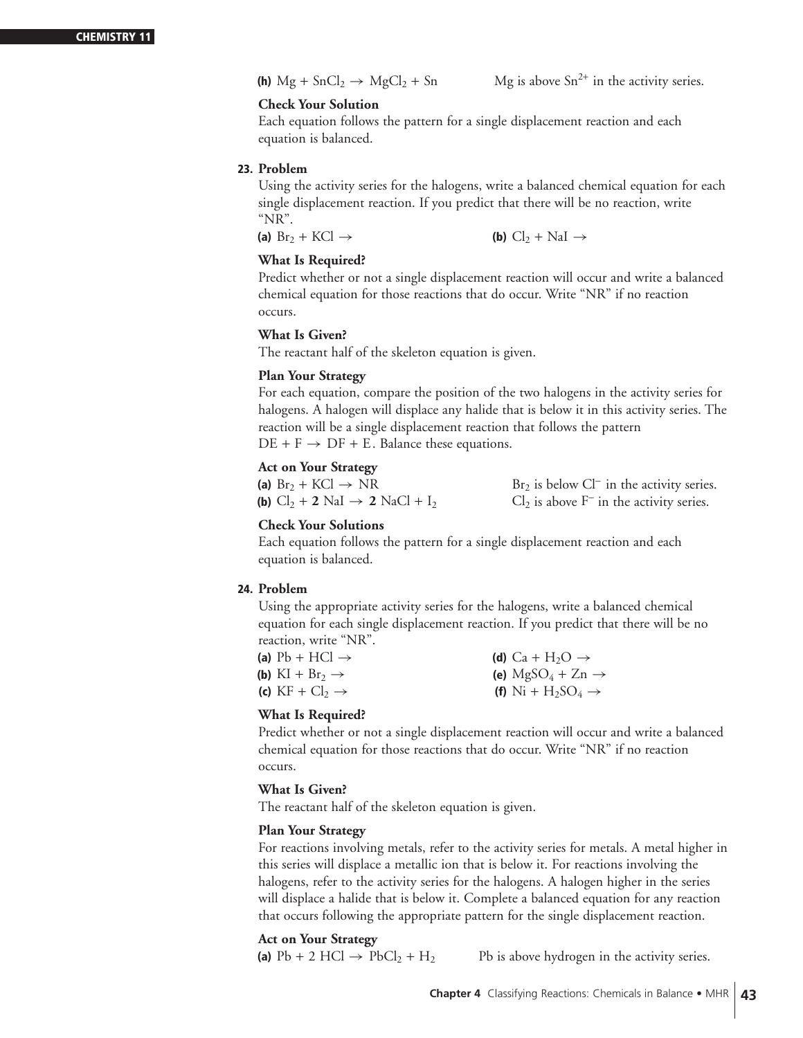**(h)** $Mg + SnCl_2 \rightarrow MgCl_2 + Sn$ Mg is above $Sn^{2+}$ in the activity series.

**Check Your Solution**

Each equation follows the pattern for a single displacement reaction and each equation is balanced.

**23. Problem**

Using the activity series for the halogens, write a balanced chemical equation for each single displacement reaction. If you predict that there will be no reaction, write "NR".

**(a)** $Br_2 + KCl \rightarrow$ **(b)** $Cl_2 + NaI \rightarrow$

**What Is Required?**

Predict whether or not a single displacement reaction will occur and write a balanced chemical equation for those reactions that do occur. Write "NR" if no reaction occurs.

**What Is Given?**

The reactant half of the skeleton equation is given.

**Plan Your Strategy**

For each equation, compare the position of the two halogens in the activity series for halogens. A halogen will displace any halide that is below it in this activity series. The reaction will be a single displacement reaction that follows the pattern $DE + F \rightarrow DF + E$. Balance these equations.

**Act on Your Strategy**

**(a)** $Br_2 + KCl \rightarrow$ NR $Br_2$ is below $Cl^-$ in the activity series.

**(b)** $Cl_2 + \mathbf{2}\ NaI \rightarrow \mathbf{2}\ NaCl + I_2$ $Cl_2$ is above $F^-$ in the activity series.

**Check Your Solutions**

Each equation follows the pattern for a single displacement reaction and each equation is balanced.

**24. Problem**

Using the appropriate activity series for the halogens, write a balanced chemical equation for each single displacement reaction. If you predict that there will be no reaction, write "NR".

**(a)** $Pb + HCl \rightarrow$

**(b)** $KI + Br_2 \rightarrow$

**(c)** $KF + Cl_2 \rightarrow$

**(d)** $Ca + H_2O \rightarrow$

**(e)** $MgSO_4 + Zn \rightarrow$

**(f)** $Ni + H_2SO_4 \rightarrow$

**What Is Required?**

Predict whether or not a single displacement reaction will occur and write a balanced chemical equation for those reactions that do occur. Write "NR" if no reaction occurs.

**What Is Given?**

The reactant half of the skeleton equation is given.

**Plan Your Strategy**

For reactions involving metals, refer to the activity series for metals. A metal higher in this series will displace a metallic ion that is below it. For reactions involving the halogens, refer to the activity series for the halogens. A halogen higher in the series will displace a halide that is below it. Complete a balanced equation for any reaction that occurs following the appropriate pattern for the single displacement reaction.

**Act on Your Strategy**

**(a)** $Pb + 2\ HCl \rightarrow PbCl_2 + H_2$ Pb is above hydrogen in the activity series.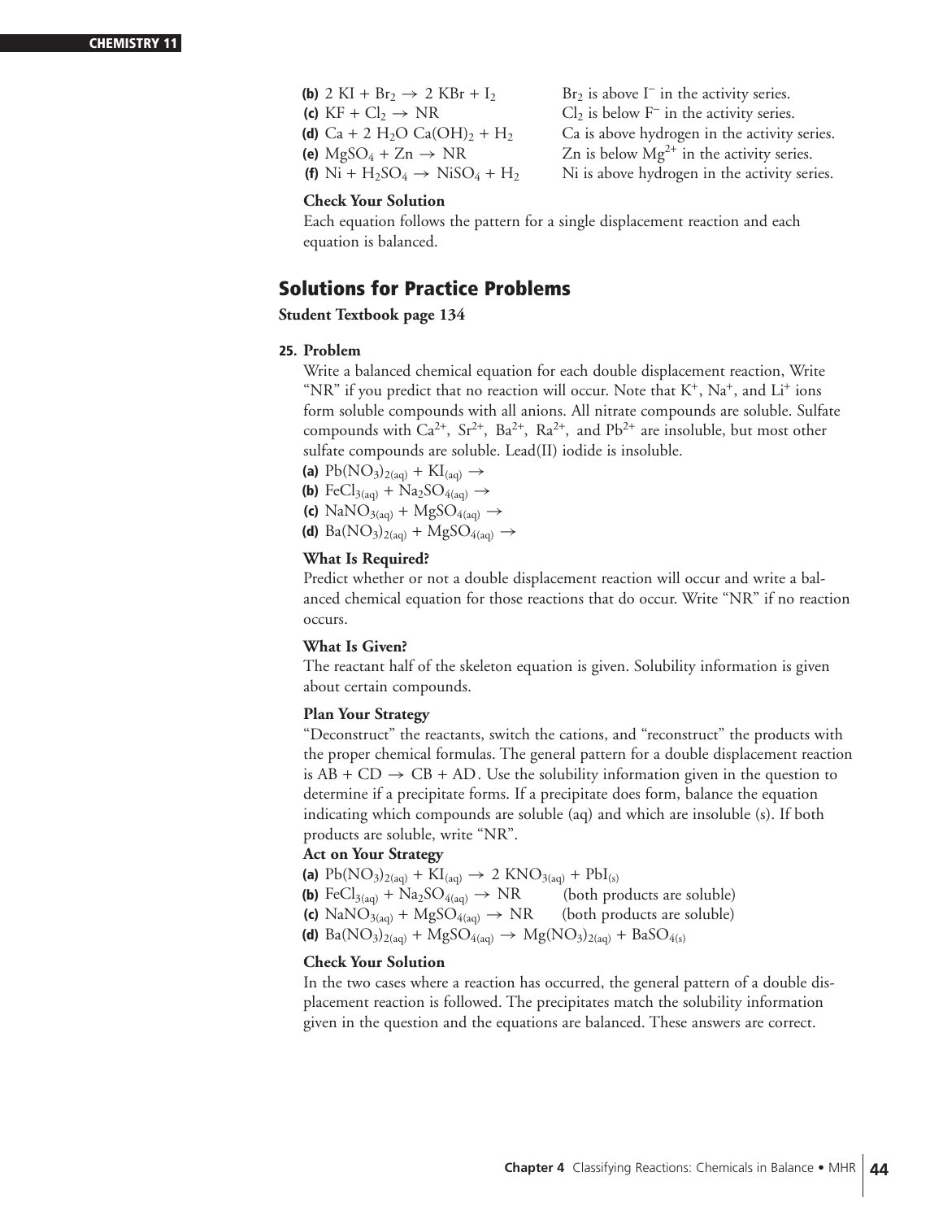**(b)** $2\ KI + Br_2 \rightarrow 2\ KBr + I_2$ — $Br_2$ is above $I^-$ in the activity series.
**(c)** $KF + Cl_2 \rightarrow NR$ — $Cl_2$ is below $F^-$ in the activity series.
**(d)** $Ca + 2\ H_2O\ Ca(OH)_2 + H_2$ — Ca is above hydrogen in the activity series.
**(e)** $MgSO_4 + Zn \rightarrow NR$ — Zn is below $Mg^{2+}$ in the activity series.
**(f)** $Ni + H_2SO_4 \rightarrow NiSO_4 + H_2$ — Ni is above hydrogen in the activity series.

**Check Your Solution**

Each equation follows the pattern for a single displacement reaction and each equation is balanced.

## Solutions for Practice Problems

**Student Textbook page 134**

**25. Problem**

Write a balanced chemical equation for each double displacement reaction, Write "NR" if you predict that no reaction will occur. Note that $K^+$, $Na^+$, and $Li^+$ ions form soluble compounds with all anions. All nitrate compounds are soluble. Sulfate compounds with $Ca^{2+}$, $Sr^{2+}$, $Ba^{2+}$, $Ra^{2+}$, and $Pb^{2+}$ are insoluble, but most other sulfate compounds are soluble. Lead(II) iodide is insoluble.

**(a)** $Pb(NO_3)_{2(aq)} + KI_{(aq)} \rightarrow$
**(b)** $FeCl_{3(aq)} + Na_2SO_{4(aq)} \rightarrow$
**(c)** $NaNO_{3(aq)} + MgSO_{4(aq)} \rightarrow$
**(d)** $Ba(NO_3)_{2(aq)} + MgSO_{4(aq)} \rightarrow$

**What Is Required?**

Predict whether or not a double displacement reaction will occur and write a balanced chemical equation for those reactions that do occur. Write "NR" if no reaction occurs.

**What Is Given?**

The reactant half of the skeleton equation is given. Solubility information is given about certain compounds.

**Plan Your Strategy**

"Deconstruct" the reactants, switch the cations, and "reconstruct" the products with the proper chemical formulas. The general pattern for a double displacement reaction is $AB + CD \rightarrow CB + AD$. Use the solubility information given in the question to determine if a precipitate forms. If a precipitate does form, balance the equation indicating which compounds are soluble (aq) and which are insoluble (s). If both products are soluble, write "NR".

**Act on Your Strategy**

**(a)** $Pb(NO_3)_{2(aq)} + KI_{(aq)} \rightarrow 2\ KNO_{3(aq)} + PbI_{(s)}$
**(b)** $FeCl_{3(aq)} + Na_2SO_{4(aq)} \rightarrow NR$ (both products are soluble)
**(c)** $NaNO_{3(aq)} + MgSO_{4(aq)} \rightarrow NR$ (both products are soluble)
**(d)** $Ba(NO_3)_{2(aq)} + MgSO_{4(aq)} \rightarrow Mg(NO_3)_{2(aq)} + BaSO_{4(s)}$

**Check Your Solution**

In the two cases where a reaction has occurred, the general pattern of a double displacement reaction is followed. The precipitates match the solubility information given in the question and the equations are balanced. These answers are correct.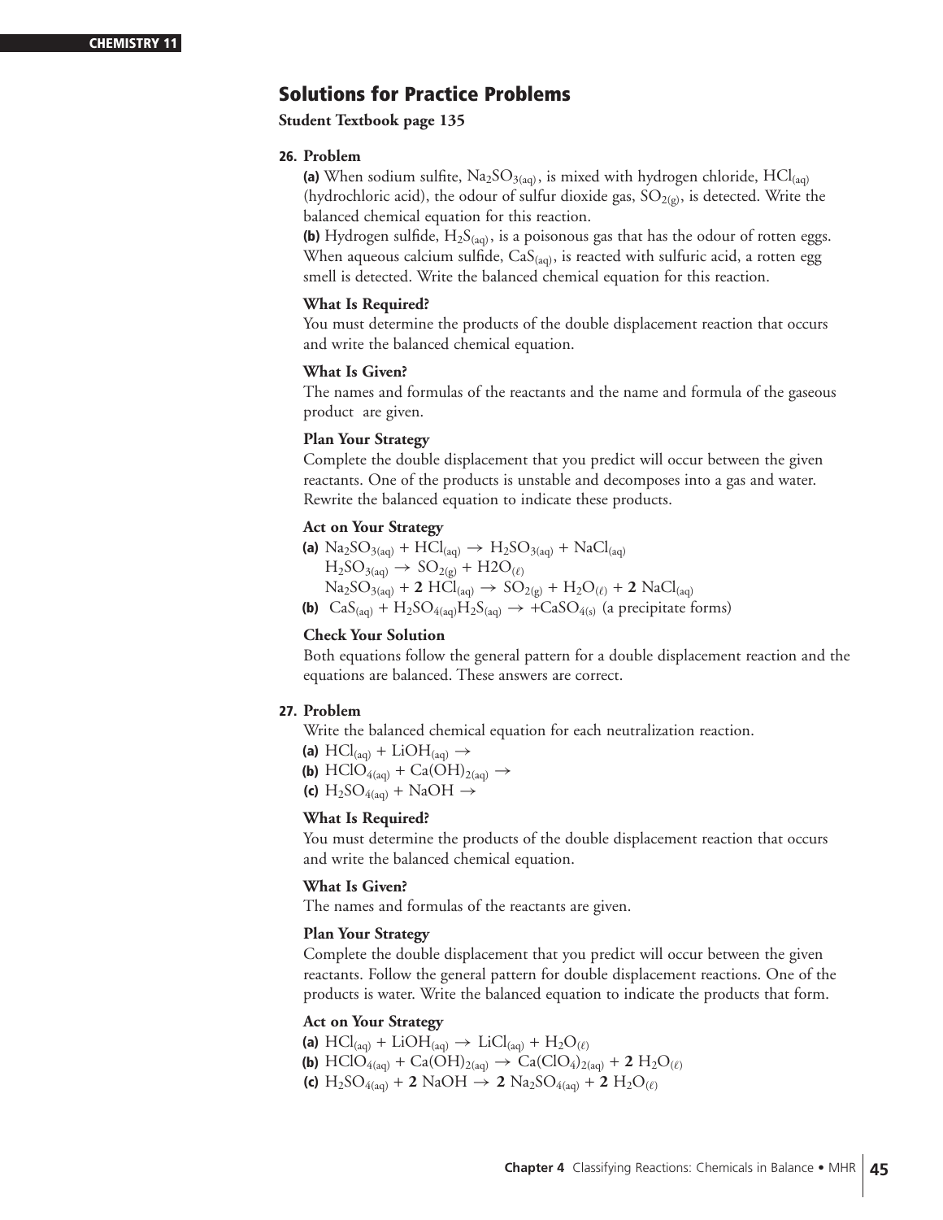## Solutions for Practice Problems

**Student Textbook page 135**

**26. Problem**

**(a)** When sodium sulfite, $Na_2SO_{3(aq)}$, is mixed with hydrogen chloride, $HCl_{(aq)}$ (hydrochloric acid), the odour of sulfur dioxide gas, $SO_{2(g)}$, is detected. Write the balanced chemical equation for this reaction.

**(b)** Hydrogen sulfide, $H_2S_{(aq)}$, is a poisonous gas that has the odour of rotten eggs. When aqueous calcium sulfide, $CaS_{(aq)}$, is reacted with sulfuric acid, a rotten egg smell is detected. Write the balanced chemical equation for this reaction.

**What Is Required?**

You must determine the products of the double displacement reaction that occurs and write the balanced chemical equation.

**What Is Given?**

The names and formulas of the reactants and the name and formula of the gaseous product are given.

**Plan Your Strategy**

Complete the double displacement that you predict will occur between the given reactants. One of the products is unstable and decomposes into a gas and water. Rewrite the balanced equation to indicate these products.

**Act on Your Strategy**

**(a)** $Na_2SO_{3(aq)} + HCl_{(aq)} \rightarrow H_2SO_{3(aq)} + NaCl_{(aq)}$

$H_2SO_{3(aq)} \rightarrow SO_{2(g)} + H2O_{(\ell)}$

$Na_2SO_{3(aq)} + \mathbf{2}\ HCl_{(aq)} \rightarrow SO_{2(g)} + H_2O_{(\ell)} + \mathbf{2}\ NaCl_{(aq)}$

**(b)** $CaS_{(aq)} + H_2SO_{4(aq)}H_2S_{(aq)} \rightarrow +CaSO_{4(s)}$ (a precipitate forms)

**Check Your Solution**

Both equations follow the general pattern for a double displacement reaction and the equations are balanced. These answers are correct.

**27. Problem**

Write the balanced chemical equation for each neutralization reaction.

**(a)** $HCl_{(aq)} + LiOH_{(aq)} \rightarrow$

**(b)** $HClO_{4(aq)} + Ca(OH)_{2(aq)} \rightarrow$

**(c)** $H_2SO_{4(aq)} + NaOH \rightarrow$

**What Is Required?**

You must determine the products of the double displacement reaction that occurs and write the balanced chemical equation.

**What Is Given?**

The names and formulas of the reactants are given.

**Plan Your Strategy**

Complete the double displacement that you predict will occur between the given reactants. Follow the general pattern for double displacement reactions. One of the products is water. Write the balanced equation to indicate the products that form.

**Act on Your Strategy**

**(a)** $HCl_{(aq)} + LiOH_{(aq)} \rightarrow LiCl_{(aq)} + H_2O_{(\ell)}$

**(b)** $HClO_{4(aq)} + Ca(OH)_{2(aq)} \rightarrow Ca(ClO_4)_{2(aq)} + \mathbf{2}\ H_2O_{(\ell)}$

**(c)** $H_2SO_{4(aq)} + \mathbf{2}\ NaOH \rightarrow \mathbf{2}\ Na_2SO_{4(aq)} + \mathbf{2}\ H_2O_{(\ell)}$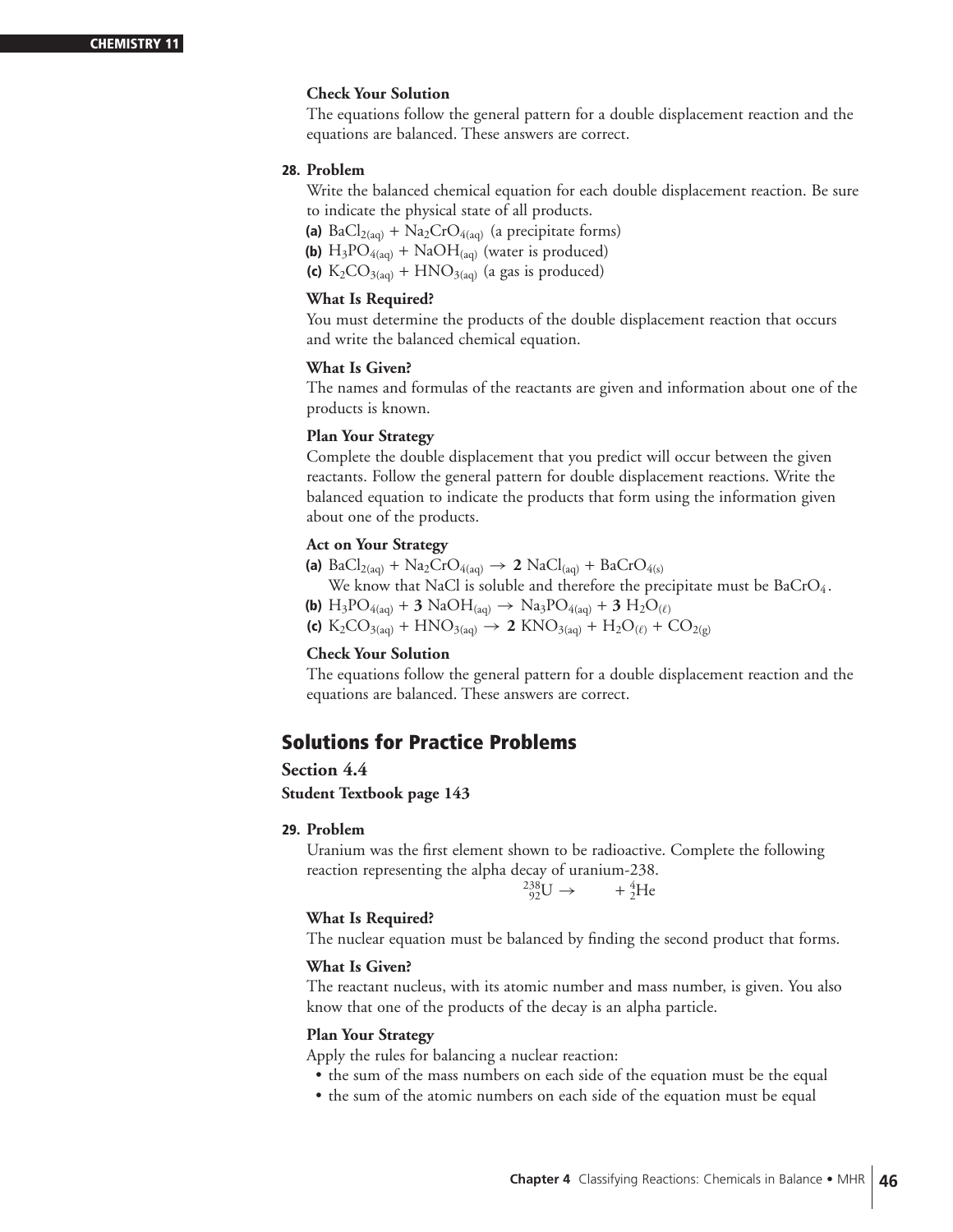**Check Your Solution**

The equations follow the general pattern for a double displacement reaction and the equations are balanced. These answers are correct.

**28. Problem**

Write the balanced chemical equation for each double displacement reaction. Be sure to indicate the physical state of all products.

**(a)** $BaCl_{2(aq)} + Na_2CrO_{4(aq)}$ (a precipitate forms)

**(b)** $H_3PO_{4(aq)} + NaOH_{(aq)}$ (water is produced)

**(c)** $K_2CO_{3(aq)} + HNO_{3(aq)}$ (a gas is produced)

**What Is Required?**

You must determine the products of the double displacement reaction that occurs and write the balanced chemical equation.

**What Is Given?**

The names and formulas of the reactants are given and information about one of the products is known.

**Plan Your Strategy**

Complete the double displacement that you predict will occur between the given reactants. Follow the general pattern for double displacement reactions. Write the balanced equation to indicate the products that form using the information given about one of the products.

**Act on Your Strategy**

**(a)** $BaCl_{2(aq)} + Na_2CrO_{4(aq)} \rightarrow \mathbf{2}\ NaCl_{(aq)} + BaCrO_{4(s)}$

We know that NaCl is soluble and therefore the precipitate must be $BaCrO_4$.

**(b)** $H_3PO_{4(aq)} + \mathbf{3}\ NaOH_{(aq)} \rightarrow Na_3PO_{4(aq)} + \mathbf{3}\ H_2O_{(\ell)}$

**(c)** $K_2CO_{3(aq)} + HNO_{3(aq)} \rightarrow \mathbf{2}\ KNO_{3(aq)} + H_2O_{(\ell)} + CO_{2(g)}$

**Check Your Solution**

The equations follow the general pattern for a double displacement reaction and the equations are balanced. These answers are correct.

## Solutions for Practice Problems

### Section 4.4

**Student Textbook page 143**

**29. Problem**

Uranium was the first element shown to be radioactive. Complete the following reaction representing the alpha decay of uranium-238.

$$^{238}_{92}U \rightarrow \qquad + \, ^{4}_{2}He$$

**What Is Required?**

The nuclear equation must be balanced by finding the second product that forms.

**What Is Given?**

The reactant nucleus, with its atomic number and mass number, is given. You also know that one of the products of the decay is an alpha particle.

**Plan Your Strategy**

Apply the rules for balancing a nuclear reaction:

- the sum of the mass numbers on each side of the equation must be the equal
- the sum of the atomic numbers on each side of the equation must be equal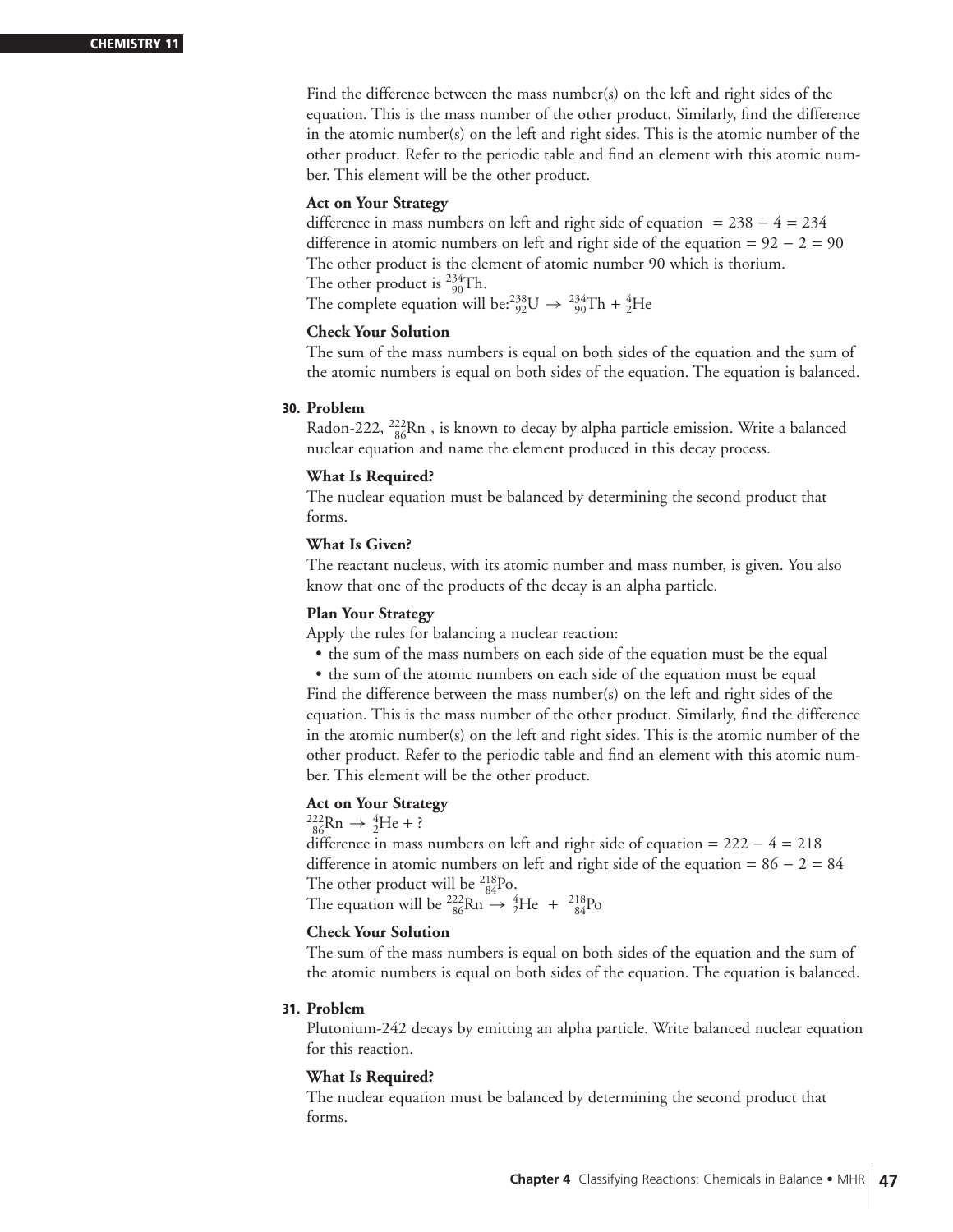Find the difference between the mass number(s) on the left and right sides of the equation. This is the mass number of the other product. Similarly, find the difference in the atomic number(s) on the left and right sides. This is the atomic number of the other product. Refer to the periodic table and find an element with this atomic number. This element will be the other product.

**Act on Your Strategy**

difference in mass numbers on left and right side of equation $= 238 - 4 = 234$
difference in atomic numbers on left and right side of the equation $= 92 - 2 = 90$
The other product is the element of atomic number 90 which is thorium.
The other product is ${}^{234}_{90}\text{Th}$.
The complete equation will be: ${}^{238}_{92}\text{U} \rightarrow {}^{234}_{90}\text{Th} + {}^{4}_{2}\text{He}$

**Check Your Solution**

The sum of the mass numbers is equal on both sides of the equation and the sum of the atomic numbers is equal on both sides of the equation. The equation is balanced.

**30. Problem**

Radon-222, ${}^{222}_{86}\text{Rn}$ , is known to decay by alpha particle emission. Write a balanced nuclear equation and name the element produced in this decay process.

**What Is Required?**

The nuclear equation must be balanced by determining the second product that forms.

**What Is Given?**

The reactant nucleus, with its atomic number and mass number, is given. You also know that one of the products of the decay is an alpha particle.

**Plan Your Strategy**

Apply the rules for balancing a nuclear reaction:

- the sum of the mass numbers on each side of the equation must be the equal
- the sum of the atomic numbers on each side of the equation must be equal

Find the difference between the mass number(s) on the left and right sides of the equation. This is the mass number of the other product. Similarly, find the difference in the atomic number(s) on the left and right sides. This is the atomic number of the other product. Refer to the periodic table and find an element with this atomic number. This element will be the other product.

**Act on Your Strategy**

${}^{222}_{86}\text{Rn} \rightarrow {}^{4}_{2}\text{He} + ?$
difference in mass numbers on left and right side of equation $= 222 - 4 = 218$
difference in atomic numbers on left and right side of the equation $= 86 - 2 = 84$
The other product will be ${}^{218}_{84}\text{Po}$.
The equation will be ${}^{222}_{86}\text{Rn} \rightarrow {}^{4}_{2}\text{He} + {}^{218}_{84}\text{Po}$

**Check Your Solution**

The sum of the mass numbers is equal on both sides of the equation and the sum of the atomic numbers is equal on both sides of the equation. The equation is balanced.

**31. Problem**

Plutonium-242 decays by emitting an alpha particle. Write balanced nuclear equation for this reaction.

**What Is Required?**

The nuclear equation must be balanced by determining the second product that forms.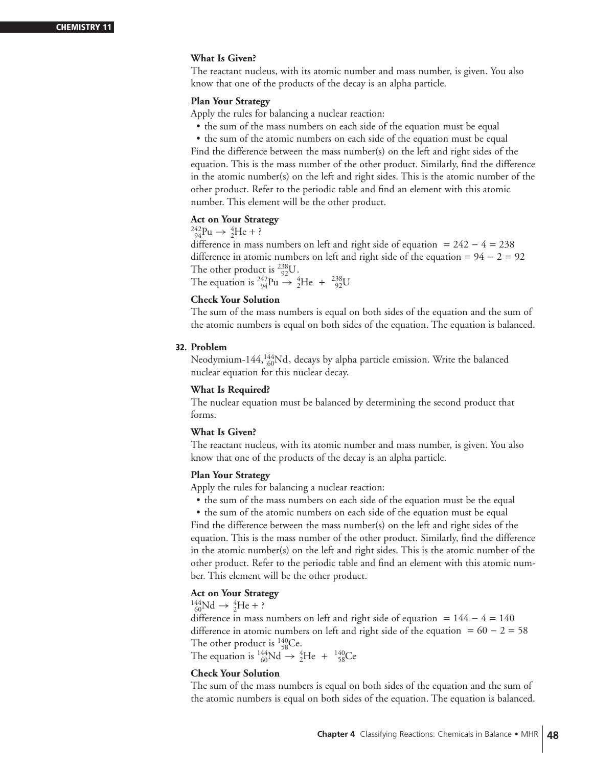**What Is Given?**

The reactant nucleus, with its atomic number and mass number, is given. You also know that one of the products of the decay is an alpha particle.

**Plan Your Strategy**

Apply the rules for balancing a nuclear reaction:

- the sum of the mass numbers on each side of the equation must be equal
- the sum of the atomic numbers on each side of the equation must be equal

Find the difference between the mass number(s) on the left and right sides of the equation. This is the mass number of the other product. Similarly, find the difference in the atomic number(s) on the left and right sides. This is the atomic number of the other product. Refer to the periodic table and find an element with this atomic number. This element will be the other product.

**Act on Your Strategy**

$^{242}_{94}\text{Pu} \rightarrow \, ^{4}_{2}\text{He} + ?$

difference in mass numbers on left and right side of equation $= 242 - 4 = 238$

difference in atomic numbers on left and right side of the equation $= 94 - 2 = 92$

The other product is $^{238}_{92}\text{U}$.

The equation is $^{242}_{94}\text{Pu} \rightarrow \, ^{4}_{2}\text{He} + \, ^{238}_{92}\text{U}$

**Check Your Solution**

The sum of the mass numbers is equal on both sides of the equation and the sum of the atomic numbers is equal on both sides of the equation. The equation is balanced.

**32. Problem**

Neodymium-144, $^{144}_{60}\text{Nd}$, decays by alpha particle emission. Write the balanced nuclear equation for this nuclear decay.

**What Is Required?**

The nuclear equation must be balanced by determining the second product that forms.

**What Is Given?**

The reactant nucleus, with its atomic number and mass number, is given. You also know that one of the products of the decay is an alpha particle.

**Plan Your Strategy**

Apply the rules for balancing a nuclear reaction:

- the sum of the mass numbers on each side of the equation must be the equal
- the sum of the atomic numbers on each side of the equation must be equal

Find the difference between the mass number(s) on the left and right sides of the equation. This is the mass number of the other product. Similarly, find the difference in the atomic number(s) on the left and right sides. This is the atomic number of the other product. Refer to the periodic table and find an element with this atomic number. This element will be the other product.

**Act on Your Strategy**

$^{144}_{60}\text{Nd} \rightarrow \, ^{4}_{2}\text{He} + ?$

difference in mass numbers on left and right side of equation $= 144 - 4 = 140$

difference in atomic numbers on left and right side of the equation $= 60 - 2 = 58$

The other product is $^{140}_{58}\text{Ce}$.

The equation is $^{144}_{60}\text{Nd} \rightarrow \, ^{4}_{2}\text{He} + \, ^{140}_{58}\text{Ce}$

**Check Your Solution**

The sum of the mass numbers is equal on both sides of the equation and the sum of the atomic numbers is equal on both sides of the equation. The equation is balanced.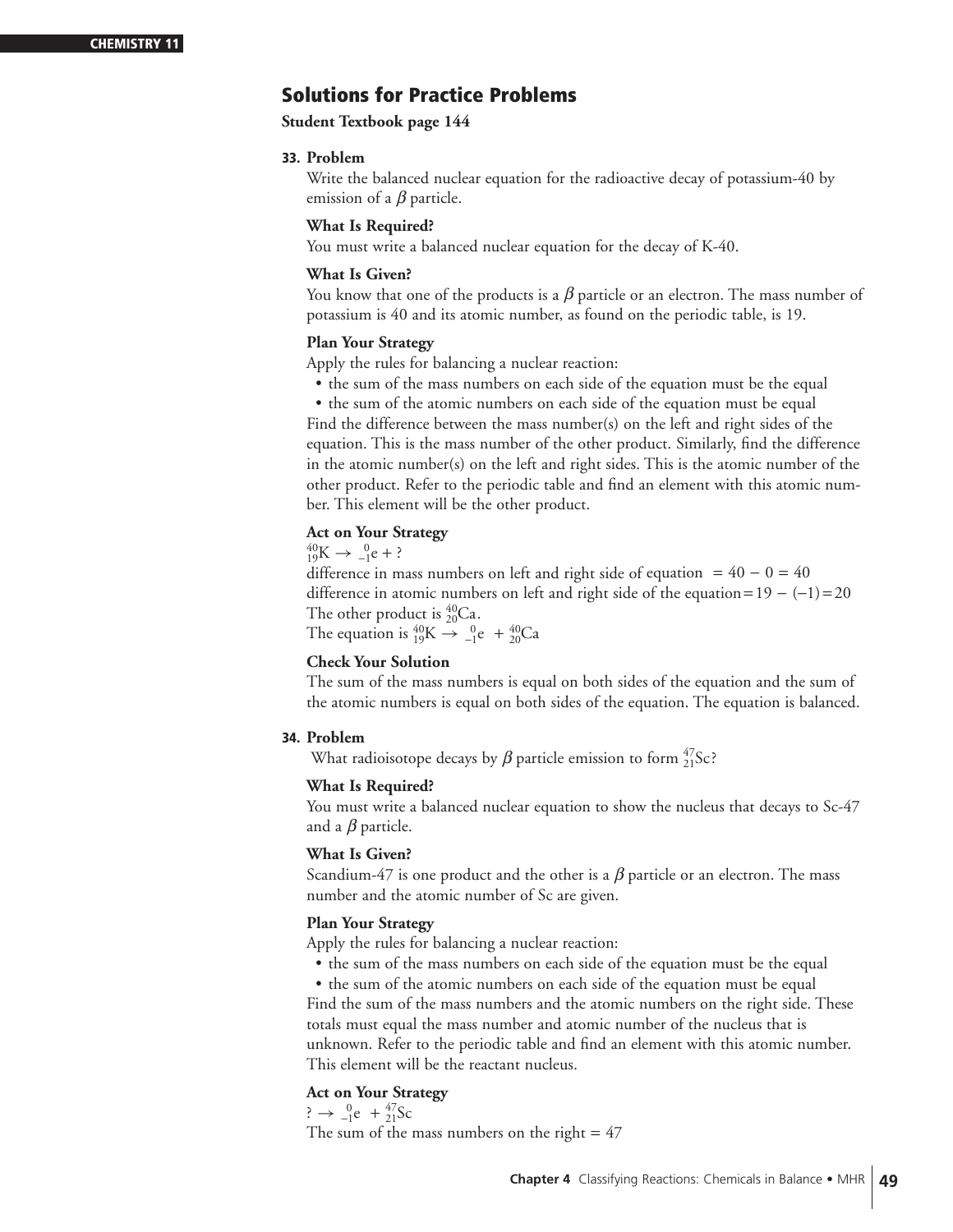## Solutions for Practice Problems

**Student Textbook page 144**

**33. Problem**

Write the balanced nuclear equation for the radioactive decay of potassium-40 by emission of a $\beta$ particle.

**What Is Required?**

You must write a balanced nuclear equation for the decay of K-40.

**What Is Given?**

You know that one of the products is a $\beta$ particle or an electron. The mass number of potassium is 40 and its atomic number, as found on the periodic table, is 19.

**Plan Your Strategy**

Apply the rules for balancing a nuclear reaction:

- the sum of the mass numbers on each side of the equation must be the equal
- the sum of the atomic numbers on each side of the equation must be equal

Find the difference between the mass number(s) on the left and right sides of the equation. This is the mass number of the other product. Similarly, find the difference in the atomic number(s) on the left and right sides. This is the atomic number of the other product. Refer to the periodic table and find an element with this atomic number. This element will be the other product.

**Act on Your Strategy**

$^{40}_{19}\text{K} \rightarrow \ ^{0}_{-1}\text{e} + ?$

difference in mass numbers on left and right side of equation $= 40 - 0 = 40$

difference in atomic numbers on left and right side of the equation $= 19 - (-1) = 20$

The other product is $^{40}_{20}\text{Ca}$.

The equation is $^{40}_{19}\text{K} \rightarrow \ ^{0}_{-1}\text{e} + \ ^{40}_{20}\text{Ca}$

**Check Your Solution**

The sum of the mass numbers is equal on both sides of the equation and the sum of the atomic numbers is equal on both sides of the equation. The equation is balanced.

**34. Problem**

What radioisotope decays by $\beta$ particle emission to form $^{47}_{21}\text{Sc}$?

**What Is Required?**

You must write a balanced nuclear equation to show the nucleus that decays to Sc-47 and a $\beta$ particle.

**What Is Given?**

Scandium-47 is one product and the other is a $\beta$ particle or an electron. The mass number and the atomic number of Sc are given.

**Plan Your Strategy**

Apply the rules for balancing a nuclear reaction:

- the sum of the mass numbers on each side of the equation must be the equal
- the sum of the atomic numbers on each side of the equation must be equal

Find the sum of the mass numbers and the atomic numbers on the right side. These totals must equal the mass number and atomic number of the nucleus that is unknown. Refer to the periodic table and find an element with this atomic number. This element will be the reactant nucleus.

**Act on Your Strategy**

$? \rightarrow \ ^{0}_{-1}\text{e} + \ ^{47}_{21}\text{Sc}$

The sum of the mass numbers on the right $= 47$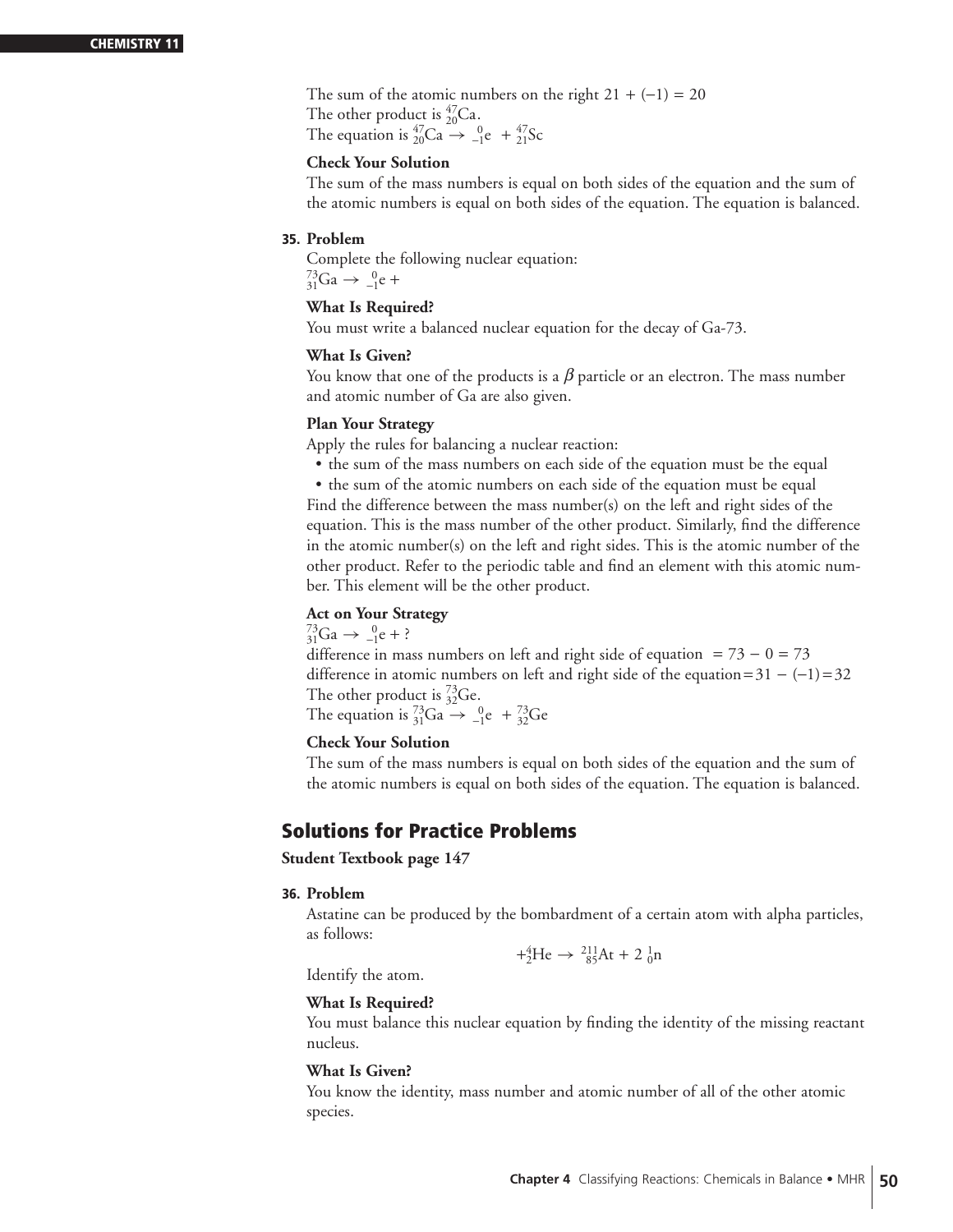The sum of the atomic numbers on the right $21 + (-1) = 20$

The other product is $^{47}_{20}Ca$.

The equation is $^{47}_{20}Ca \rightarrow ^{0}_{-1}e + ^{47}_{21}Sc$

**Check Your Solution**

The sum of the mass numbers is equal on both sides of the equation and the sum of the atomic numbers is equal on both sides of the equation. The equation is balanced.

**35. Problem**

Complete the following nuclear equation:

$^{73}_{31}Ga \rightarrow ^{0}_{-1}e +$

**What Is Required?**

You must write a balanced nuclear equation for the decay of Ga-73.

**What Is Given?**

You know that one of the products is a $\beta$ particle or an electron. The mass number and atomic number of Ga are also given.

**Plan Your Strategy**

Apply the rules for balancing a nuclear reaction:

- the sum of the mass numbers on each side of the equation must be the equal
- the sum of the atomic numbers on each side of the equation must be equal

Find the difference between the mass number(s) on the left and right sides of the equation. This is the mass number of the other product. Similarly, find the difference in the atomic number(s) on the left and right sides. This is the atomic number of the other product. Refer to the periodic table and find an element with this atomic number. This element will be the other product.

**Act on Your Strategy**

$^{73}_{31}Ga \rightarrow ^{0}_{-1}e + ?$

difference in mass numbers on left and right side of equation $= 73 - 0 = 73$

difference in atomic numbers on left and right side of the equation $= 31 - (-1) = 32$

The other product is $^{73}_{32}Ge$.

The equation is $^{73}_{31}Ga \rightarrow ^{0}_{-1}e + ^{73}_{32}Ge$

**Check Your Solution**

The sum of the mass numbers is equal on both sides of the equation and the sum of the atomic numbers is equal on both sides of the equation. The equation is balanced.

## Solutions for Practice Problems

**Student Textbook page 147**

**36. Problem**

Astatine can be produced by the bombardment of a certain atom with alpha particles, as follows:

$$+ ^{4}_{2}He \rightarrow ^{211}_{85}At + 2\,^{1}_{0}n$$

Identify the atom.

**What Is Required?**

You must balance this nuclear equation by finding the identity of the missing reactant nucleus.

**What Is Given?**

You know the identity, mass number and atomic number of all of the other atomic species.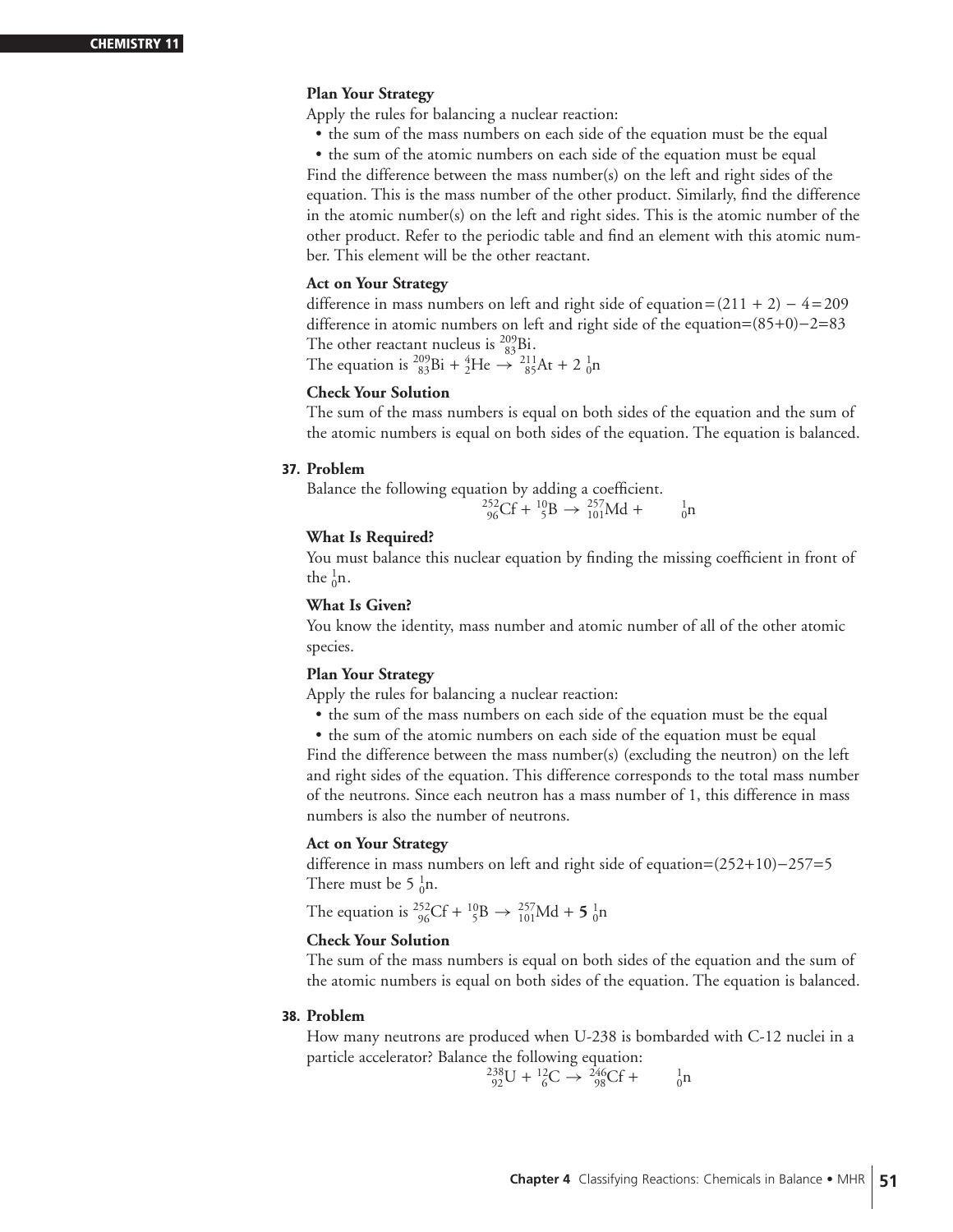**Plan Your Strategy**

Apply the rules for balancing a nuclear reaction:

- the sum of the mass numbers on each side of the equation must be the equal
- the sum of the atomic numbers on each side of the equation must be equal

Find the difference between the mass number(s) on the left and right sides of the equation. This is the mass number of the other product. Similarly, find the difference in the atomic number(s) on the left and right sides. This is the atomic number of the other product. Refer to the periodic table and find an element with this atomic number. This element will be the other reactant.

**Act on Your Strategy**

difference in mass numbers on left and right side of equation $= (211 + 2) - 4 = 209$
difference in atomic numbers on left and right side of the equation $= (85+0) - 2 = 83$
The other reactant nucleus is ${}^{209}_{83}\text{Bi}$.
The equation is ${}^{209}_{83}\text{Bi} + {}^{4}_{2}\text{He} \rightarrow {}^{211}_{85}\text{At} + 2\ {}^{1}_{0}\text{n}$

**Check Your Solution**

The sum of the mass numbers is equal on both sides of the equation and the sum of the atomic numbers is equal on both sides of the equation. The equation is balanced.

**37. Problem**

Balance the following equation by adding a coefficient.

$${}^{252}_{96}\text{Cf} + {}^{10}_{5}\text{B} \rightarrow {}^{257}_{101}\text{Md} + \quad {}^{1}_{0}\text{n}$$

**What Is Required?**

You must balance this nuclear equation by finding the missing coefficient in front of the ${}^{1}_{0}\text{n}$.

**What Is Given?**

You know the identity, mass number and atomic number of all of the other atomic species.

**Plan Your Strategy**

Apply the rules for balancing a nuclear reaction:

- the sum of the mass numbers on each side of the equation must be the equal
- the sum of the atomic numbers on each side of the equation must be equal

Find the difference between the mass number(s) (excluding the neutron) on the left and right sides of the equation. This difference corresponds to the total mass number of the neutrons. Since each neutron has a mass number of 1, this difference in mass numbers is also the number of neutrons.

**Act on Your Strategy**

difference in mass numbers on left and right side of equation $= (252+10) - 257 = 5$
There must be $5\ {}^{1}_{0}\text{n}$.

The equation is ${}^{252}_{96}\text{Cf} + {}^{10}_{5}\text{B} \rightarrow {}^{257}_{101}\text{Md} + \mathbf{5}\ {}^{1}_{0}\text{n}$

**Check Your Solution**

The sum of the mass numbers is equal on both sides of the equation and the sum of the atomic numbers is equal on both sides of the equation. The equation is balanced.

**38. Problem**

How many neutrons are produced when U-238 is bombarded with C-12 nuclei in a particle accelerator? Balance the following equation:

$${}^{238}_{92}\text{U} + {}^{12}_{6}\text{C} \rightarrow {}^{246}_{98}\text{Cf} + \quad {}^{1}_{0}\text{n}$$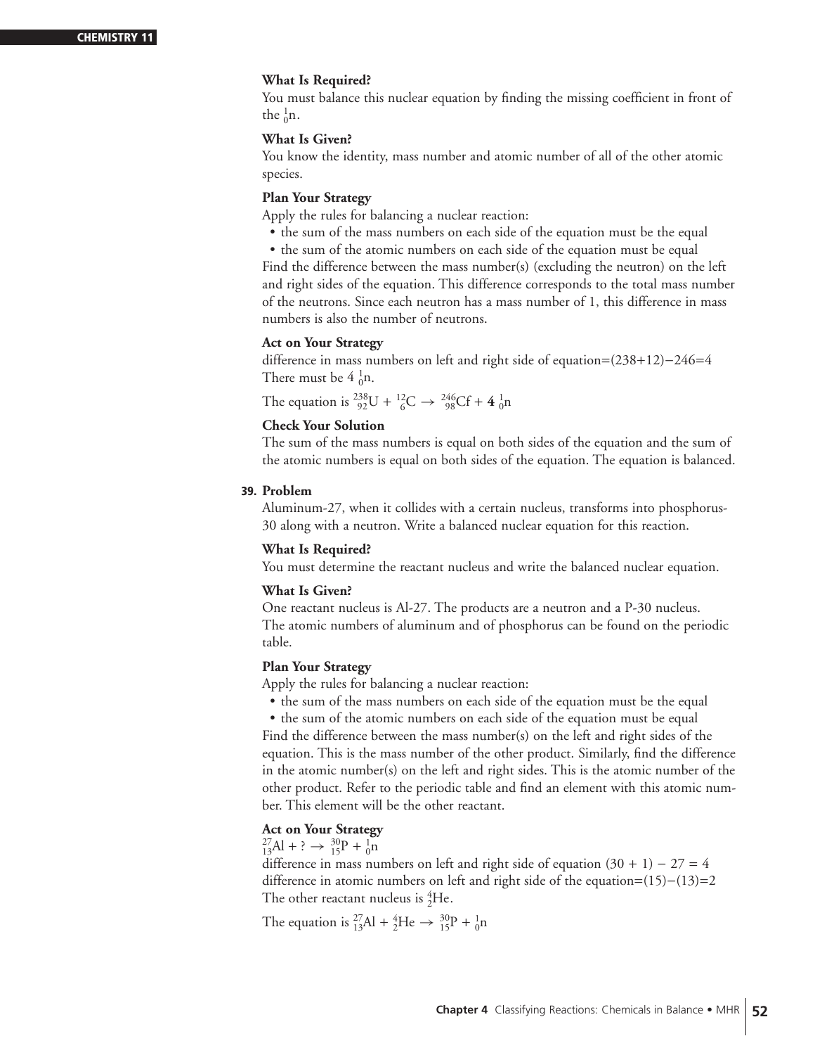**What Is Required?**

You must balance this nuclear equation by finding the missing coefficient in front of the ${}_{0}^{1}n$.

**What Is Given?**

You know the identity, mass number and atomic number of all of the other atomic species.

**Plan Your Strategy**

Apply the rules for balancing a nuclear reaction:

- the sum of the mass numbers on each side of the equation must be the equal
- the sum of the atomic numbers on each side of the equation must be equal

Find the difference between the mass number(s) (excluding the neutron) on the left and right sides of the equation. This difference corresponds to the total mass number of the neutrons. Since each neutron has a mass number of 1, this difference in mass numbers is also the number of neutrons.

**Act on Your Strategy**

difference in mass numbers on left and right side of equation=(238+12)−246=4

There must be 4 ${}_{0}^{1}n$.

The equation is ${}_{92}^{238}U + {}_{6}^{12}C \rightarrow {}_{98}^{246}Cf + \mathbf{4}\ {}_{0}^{1}n$

**Check Your Solution**

The sum of the mass numbers is equal on both sides of the equation and the sum of the atomic numbers is equal on both sides of the equation. The equation is balanced.

**39. Problem**

Aluminum-27, when it collides with a certain nucleus, transforms into phosphorus-30 along with a neutron. Write a balanced nuclear equation for this reaction.

**What Is Required?**

You must determine the reactant nucleus and write the balanced nuclear equation.

**What Is Given?**

One reactant nucleus is Al-27. The products are a neutron and a P-30 nucleus. The atomic numbers of aluminum and of phosphorus can be found on the periodic table.

**Plan Your Strategy**

Apply the rules for balancing a nuclear reaction:

- the sum of the mass numbers on each side of the equation must be the equal
- the sum of the atomic numbers on each side of the equation must be equal

Find the difference between the mass number(s) on the left and right sides of the equation. This is the mass number of the other product. Similarly, find the difference in the atomic number(s) on the left and right sides. This is the atomic number of the other product. Refer to the periodic table and find an element with this atomic number. This element will be the other reactant.

**Act on Your Strategy**

${}_{13}^{27}Al + ? \rightarrow {}_{15}^{30}P + {}_{0}^{1}n$

difference in mass numbers on left and right side of equation $(30 + 1) - 27 = 4$

difference in atomic numbers on left and right side of the equation=(15)−(13)=2

The other reactant nucleus is ${}_{2}^{4}He$.

The equation is ${}_{13}^{27}Al + {}_{2}^{4}He \rightarrow {}_{15}^{30}P + {}_{0}^{1}n$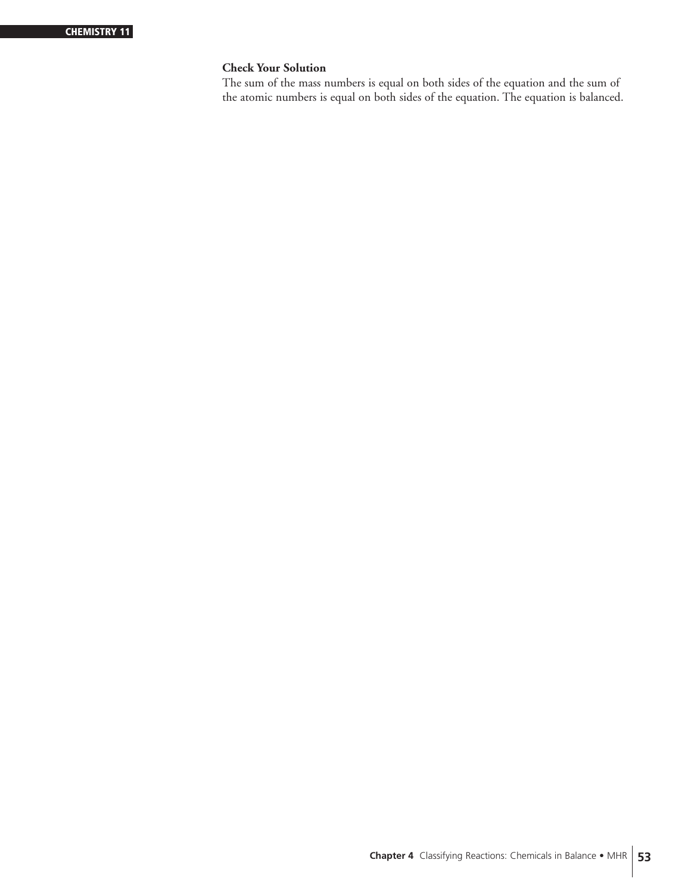**Check Your Solution**

The sum of the mass numbers is equal on both sides of the equation and the sum of the atomic numbers is equal on both sides of the equation. The equation is balanced.